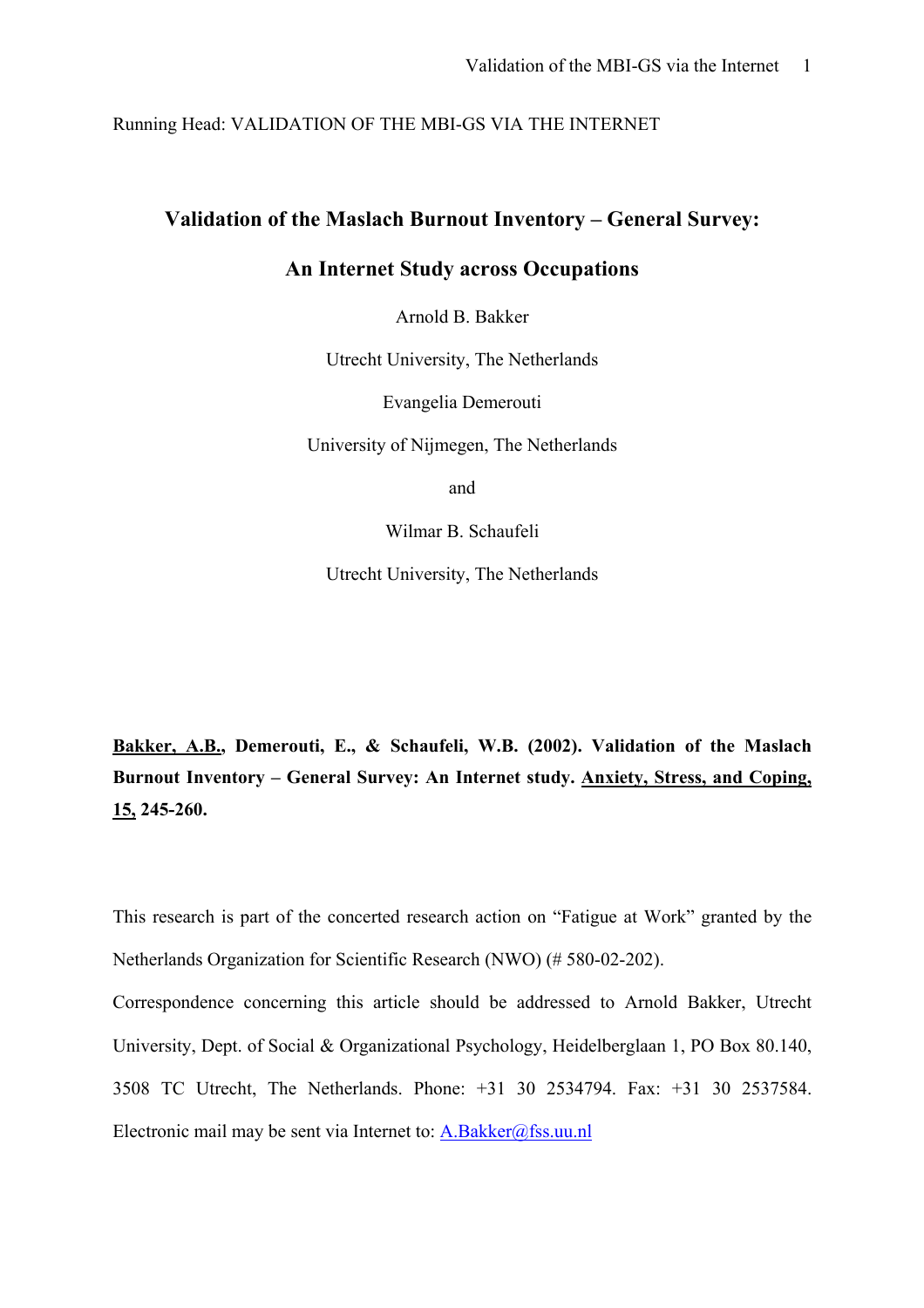Running Head: VALIDATION OF THE MBI-GS VIA THE INTERNET

# Validation of the Maslach Burnout Inventory – General Survey: An Internet Study across Occupations

Arnold B. Bakker

Utrecht University, The Netherlands

Evangelia Demerouti

University of Nijmegen, The Netherlands

and

Wilmar B. Schaufeli

Utrecht University, The Netherlands

**Bakker, A.B., Demerouti, E., & Schaufeli, W.B. (2002). Validation of the Maslach Burnout Inventory – General Survey: An Internet study. Anxiety, Stress, and Coping, 15, 245-260.**

This research is part of the concerted research action on "Fatigue at Work" granted by the Netherlands Organization for Scientific Research (NWO) (# 580-02-202).

Correspondence concerning this article should be addressed to Arnold Bakker, Utrecht University, Dept. of Social & Organizational Psychology, Heidelberglaan 1, PO Box 80.140, 3508 TC Utrecht, The Netherlands. Phone: +31 30 2534794. Fax: +31 30 2537584. Electronic mail may be sent via Internet to: A.Bakker@fss.uu.nl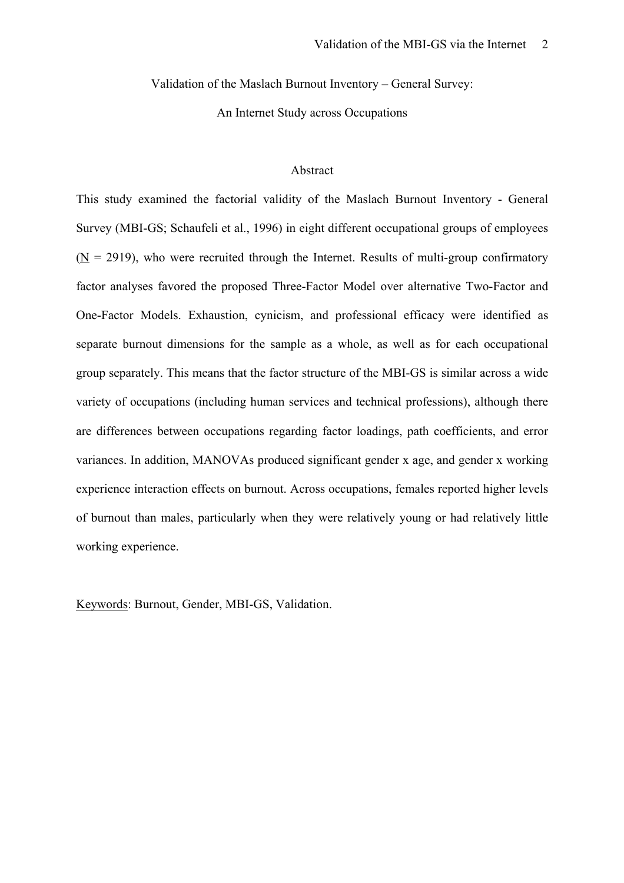# Validation of the Maslach Burnout Inventory – General Survey: An Internet Study across Occupations

## Abstract

This study examined the factorial validity of the Maslach Burnout Inventory - General Survey (MBI-GS; Schaufeli et al., 1996) in eight different occupational groups of employees (N = 2919), who were recruited through the Internet. Results of multi-group confirmatory factor analyses favored the proposed Three-Factor Model over alternative Two-Factor and One-Factor Models. Exhaustion, cynicism, and professional efficacy were identified as separate burnout dimensions for the sample as a whole, as well as for each occupational group separately. This means that the factor structure of the MBI-GS is similar across a wide variety of occupations (including human services and technical professions), although there are differences between occupations regarding factor loadings, path coefficients, and error variances. In addition, MANOVAs produced significant gender x age, and gender x working experience interaction effects on burnout. Across occupations, females reported higher levels of burnout than males, particularly when they were relatively young or had relatively little working experience.

Keywords: Burnout, Gender, MBI-GS, Validation.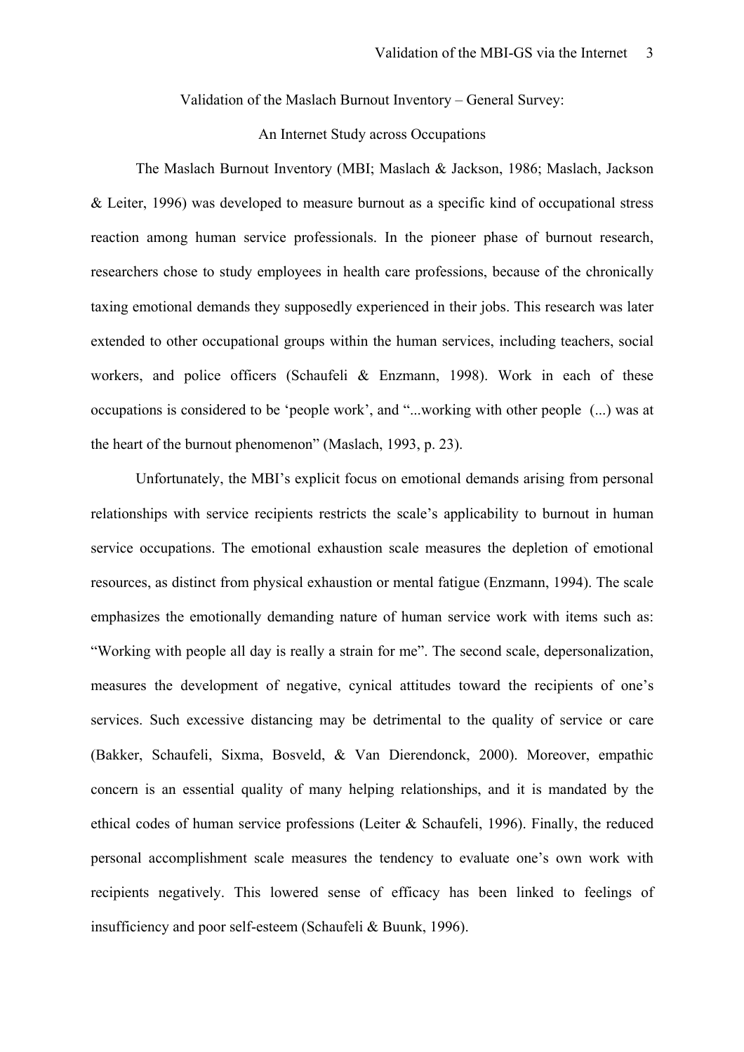Validation of the Maslach Burnout Inventory – General Survey:

An Internet Study across Occupations

The Maslach Burnout Inventory (MBI; Maslach & Jackson, 1986; Maslach, Jackson & Leiter, 1996) was developed to measure burnout as a specific kind of occupational stress reaction among human service professionals. In the pioneer phase of burnout research, researchers chose to study employees in health care professions, because of the chronically taxing emotional demands they supposedly experienced in their jobs. This research was later extended to other occupational groups within the human services, including teachers, social workers, and police officers (Schaufeli & Enzmann, 1998). Work in each of these occupations is considered to be 'people work', and "...working with other people (...) was at the heart of the burnout phenomenon" (Maslach, 1993, p. 23).

Unfortunately, the MBI's explicit focus on emotional demands arising from personal relationships with service recipients restricts the scale's applicability to burnout in human service occupations. The emotional exhaustion scale measures the depletion of emotional resources, as distinct from physical exhaustion or mental fatigue (Enzmann, 1994). The scale emphasizes the emotionally demanding nature of human service work with items such as: "Working with people all day is really a strain for me". The second scale, depersonalization, measures the development of negative, cynical attitudes toward the recipients of one's services. Such excessive distancing may be detrimental to the quality of service or care (Bakker, Schaufeli, Sixma, Bosveld, & Van Dierendonck, 2000). Moreover, empathic concern is an essential quality of many helping relationships, and it is mandated by the ethical codes of human service professions (Leiter & Schaufeli, 1996). Finally, the reduced personal accomplishment scale measures the tendency to evaluate one's own work with recipients negatively. This lowered sense of efficacy has been linked to feelings of insufficiency and poor self-esteem (Schaufeli & Buunk, 1996).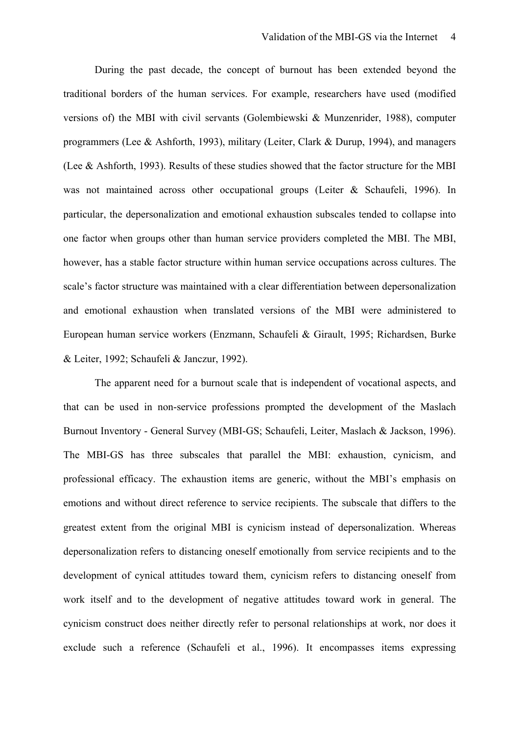During the past decade, the concept of burnout has been extended beyond the traditional borders of the human services. For example, researchers have used (modified versions of) the MBI with civil servants (Golembiewski & Munzenrider, 1988), computer programmers (Lee & Ashforth, 1993), military (Leiter, Clark & Durup, 1994), and managers (Lee & Ashforth, 1993). Results of these studies showed that the factor structure for the MBI was not maintained across other occupational groups (Leiter & Schaufeli, 1996). In particular, the depersonalization and emotional exhaustion subscales tended to collapse into one factor when groups other than human service providers completed the MBI. The MBI, however, has a stable factor structure within human service occupations across cultures. The scale's factor structure was maintained with a clear differentiation between depersonalization and emotional exhaustion when translated versions of the MBI were administered to European human service workers (Enzmann, Schaufeli & Girault, 1995; Richardsen, Burke & Leiter, 1992; Schaufeli & Janczur, 1992).

The apparent need for a burnout scale that is independent of vocational aspects, and that can be used in non-service professions prompted the development of the Maslach Burnout Inventory - General Survey (MBI-GS; Schaufeli, Leiter, Maslach & Jackson, 1996). The MBI-GS has three subscales that parallel the MBI: exhaustion, cynicism, and professional efficacy. The exhaustion items are generic, without the MBI's emphasis on emotions and without direct reference to service recipients. The subscale that differs to the greatest extent from the original MBI is cynicism instead of depersonalization. Whereas depersonalization refers to distancing oneself emotionally from service recipients and to the development of cynical attitudes toward them, cynicism refers to distancing oneself from work itself and to the development of negative attitudes toward work in general. The cynicism construct does neither directly refer to personal relationships at work, nor does it exclude such a reference (Schaufeli et al., 1996). It encompasses items expressing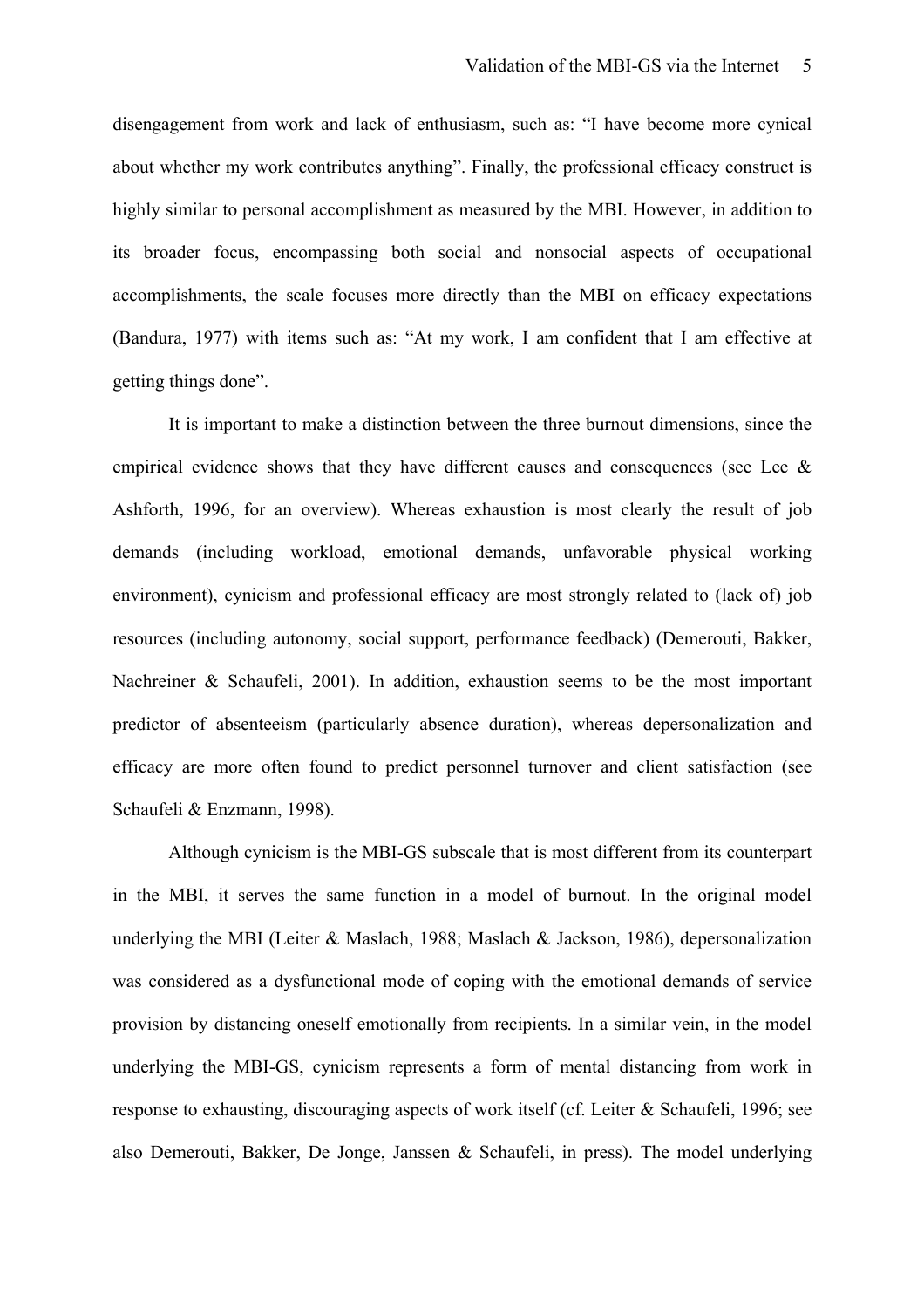disengagement from work and lack of enthusiasm, such as: "I have become more cynical about whether my work contributes anything". Finally, the professional efficacy construct is highly similar to personal accomplishment as measured by the MBI. However, in addition to its broader focus, encompassing both social and nonsocial aspects of occupational accomplishments, the scale focuses more directly than the MBI on efficacy expectations (Bandura, 1977) with items such as: "At my work, I am confident that I am effective at getting things done".

It is important to make a distinction between the three burnout dimensions, since the empirical evidence shows that they have different causes and consequences (see Lee & Ashforth, 1996, for an overview). Whereas exhaustion is most clearly the result of job demands (including workload, emotional demands, unfavorable physical working environment), cynicism and professional efficacy are most strongly related to (lack of) job resources (including autonomy, social support, performance feedback) (Demerouti, Bakker, Nachreiner & Schaufeli, 2001). In addition, exhaustion seems to be the most important predictor of absenteeism (particularly absence duration), whereas depersonalization and efficacy are more often found to predict personnel turnover and client satisfaction (see Schaufeli & Enzmann, 1998).

Although cynicism is the MBI-GS subscale that is most different from its counterpart in the MBI, it serves the same function in a model of burnout. In the original model underlying the MBI (Leiter & Maslach, 1988; Maslach & Jackson, 1986), depersonalization was considered as a dysfunctional mode of coping with the emotional demands of service provision by distancing oneself emotionally from recipients. In a similar vein, in the model underlying the MBI-GS, cynicism represents a form of mental distancing from work in response to exhausting, discouraging aspects of work itself (cf. Leiter & Schaufeli, 1996; see also Demerouti, Bakker, De Jonge, Janssen & Schaufeli, in press). The model underlying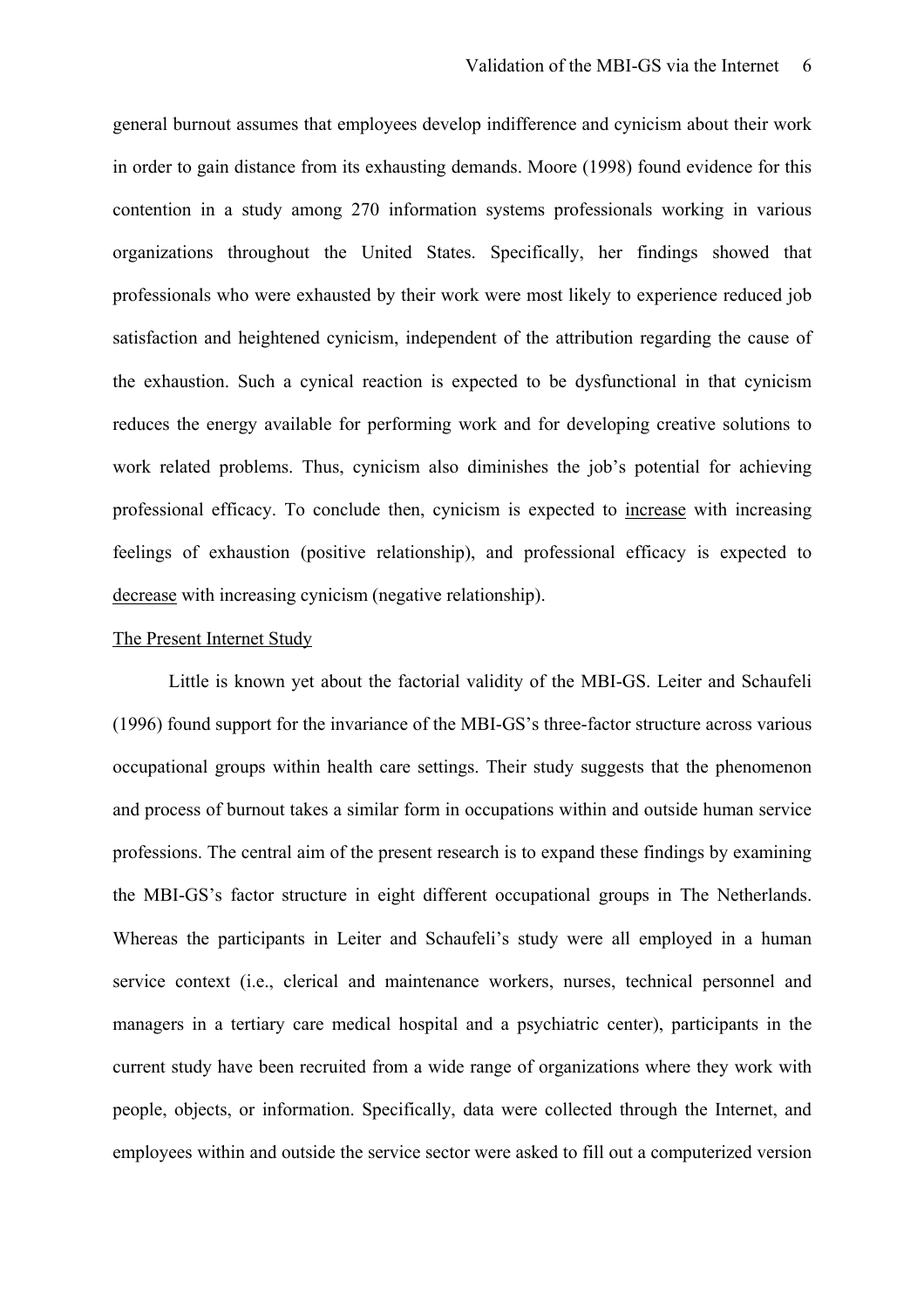general burnout assumes that employees develop indifference and cynicism about their work in order to gain distance from its exhausting demands. Moore (1998) found evidence for this contention in a study among 270 information systems professionals working in various organizations throughout the United States. Specifically, her findings showed that professionals who were exhausted by their work were most likely to experience reduced job satisfaction and heightened cynicism, independent of the attribution regarding the cause of the exhaustion. Such a cynical reaction is expected to be dysfunctional in that cynicism reduces the energy available for performing work and for developing creative solutions to work related problems. Thus, cynicism also diminishes the job's potential for achieving professional efficacy. To conclude then, cynicism is expected to <u>increase</u> with increasing feelings of exhaustion (positive relationship), and professional efficacy is expected to <u>decrease</u> with increasing cynicism (negative relationship).

<u>The Present Internet Study</u>

Little is known yet about the factorial validity of the MBI-GS. Leiter and Schaufeli (1996) found support for the invariance of the MBI-GS's three-factor structure across various occupational groups within health care settings. Their study suggests that the phenomenon and process of burnout takes a similar form in occupations within and outside human service professions. The central aim of the present research is to expand these findings by examining the MBI-GS's factor structure in eight different occupational groups in The Netherlands. Whereas the participants in Leiter and Schaufeli's study were all employed in a human service context (i.e., clerical and maintenance workers, nurses, technical personnel and managers in a tertiary care medical hospital and a psychiatric center), participants in the current study have been recruited from a wide range of organizations where they work with people, objects, or information. Specifically, data were collected through the Internet, and employees within and outside the service sector were asked to fill out a computerized version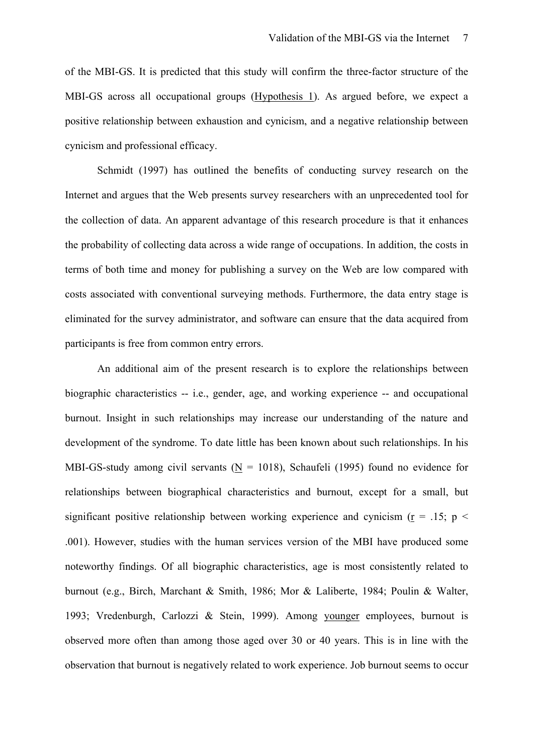of the MBI-GS. It is predicted that this study will confirm the three-factor structure of the MBI-GS across all occupational groups (Hypothesis 1). As argued before, we expect a positive relationship between exhaustion and cynicism, and a negative relationship between cynicism and professional efficacy.

Schmidt (1997) has outlined the benefits of conducting survey research on the Internet and argues that the Web presents survey researchers with an unprecedented tool for the collection of data. An apparent advantage of this research procedure is that it enhances the probability of collecting data across a wide range of occupations. In addition, the costs in terms of both time and money for publishing a survey on the Web are low compared with costs associated with conventional surveying methods. Furthermore, the data entry stage is eliminated for the survey administrator, and software can ensure that the data acquired from participants is free from common entry errors.

An additional aim of the present research is to explore the relationships between biographic characteristics -- i.e., gender, age, and working experience -- and occupational burnout. Insight in such relationships may increase our understanding of the nature and development of the syndrome. To date little has been known about such relationships. In his MBI-GS-study among civil servants ($N$ = 1018), Schaufeli (1995) found no evidence for relationships between biographical characteristics and burnout, except for a small, but significant positive relationship between working experience and cynicism ($r$ = .15; $p$ < .001). However, studies with the human services version of the MBI have produced some noteworthy findings. Of all biographic characteristics, age is most consistently related to burnout (e.g., Birch, Marchant & Smith, 1986; Mor & Laliberte, 1984; Poulin & Walter, 1993; Vredenburgh, Carlozzi & Stein, 1999). Among younger employees, burnout is observed more often than among those aged over 30 or 40 years. This is in line with the observation that burnout is negatively related to work experience. Job burnout seems to occur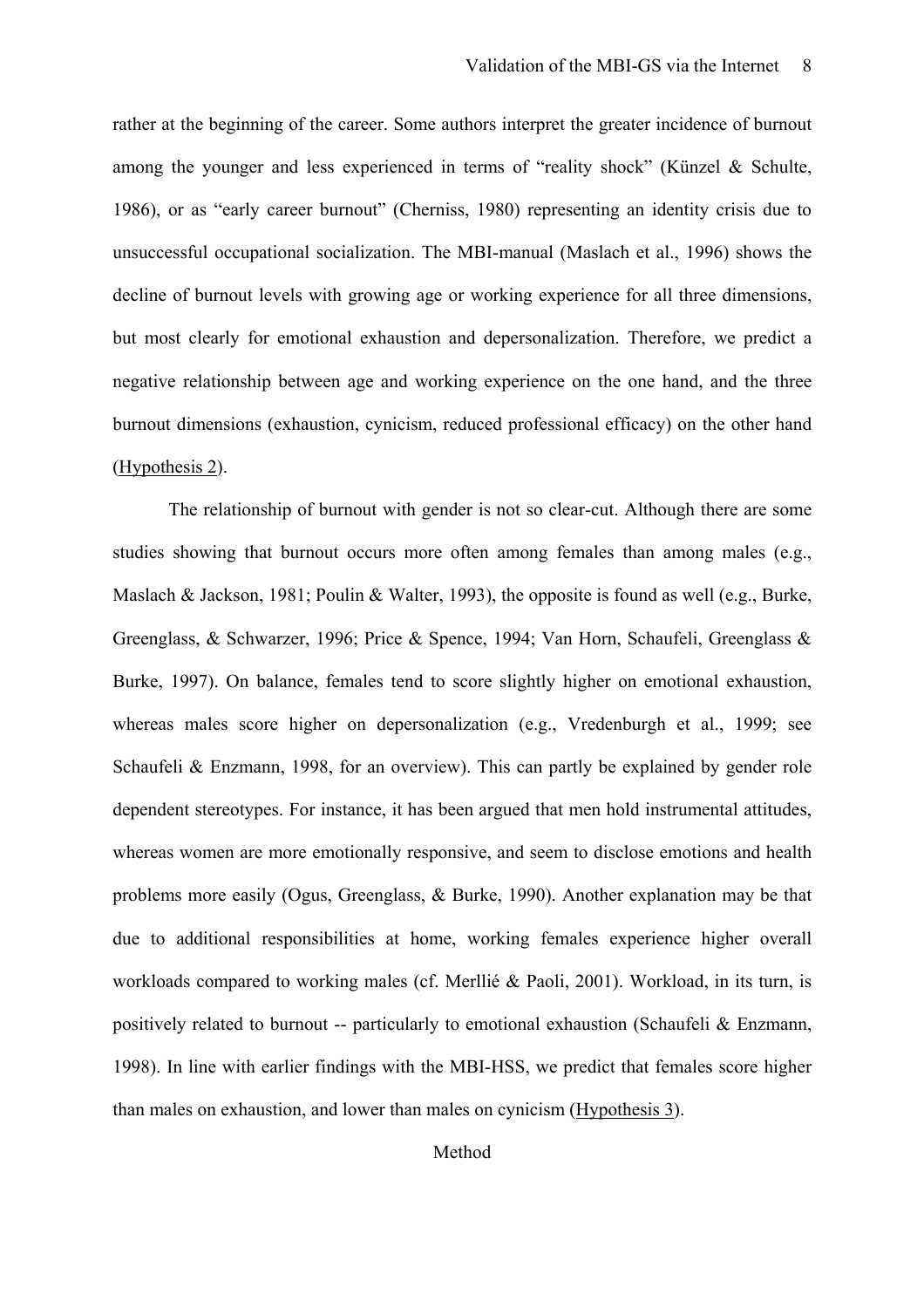rather at the beginning of the career. Some authors interpret the greater incidence of burnout among the younger and less experienced in terms of "reality shock" (Künzel & Schulte, 1986), or as "early career burnout" (Cherniss, 1980) representing an identity crisis due to unsuccessful occupational socialization. The MBI-manual (Maslach et al., 1996) shows the decline of burnout levels with growing age or working experience for all three dimensions, but most clearly for emotional exhaustion and depersonalization. Therefore, we predict a negative relationship between age and working experience on the one hand, and the three burnout dimensions (exhaustion, cynicism, reduced professional efficacy) on the other hand (Hypothesis 2).

The relationship of burnout with gender is not so clear-cut. Although there are some studies showing that burnout occurs more often among females than among males (e.g., Maslach & Jackson, 1981; Poulin & Walter, 1993), the opposite is found as well (e.g., Burke, Greenglass, & Schwarzer, 1996; Price & Spence, 1994; Van Horn, Schaufeli, Greenglass & Burke, 1997). On balance, females tend to score slightly higher on emotional exhaustion, whereas males score higher on depersonalization (e.g., Vredenburgh et al., 1999; see Schaufeli & Enzmann, 1998, for an overview). This can partly be explained by gender role dependent stereotypes. For instance, it has been argued that men hold instrumental attitudes, whereas women are more emotionally responsive, and seem to disclose emotions and health problems more easily (Ogus, Greenglass, & Burke, 1990). Another explanation may be that due to additional responsibilities at home, working females experience higher overall workloads compared to working males (cf. Merllié & Paoli, 2001). Workload, in its turn, is positively related to burnout -- particularly to emotional exhaustion (Schaufeli & Enzmann, 1998). In line with earlier findings with the MBI-HSS, we predict that females score higher than males on exhaustion, and lower than males on cynicism (Hypothesis 3).

## Method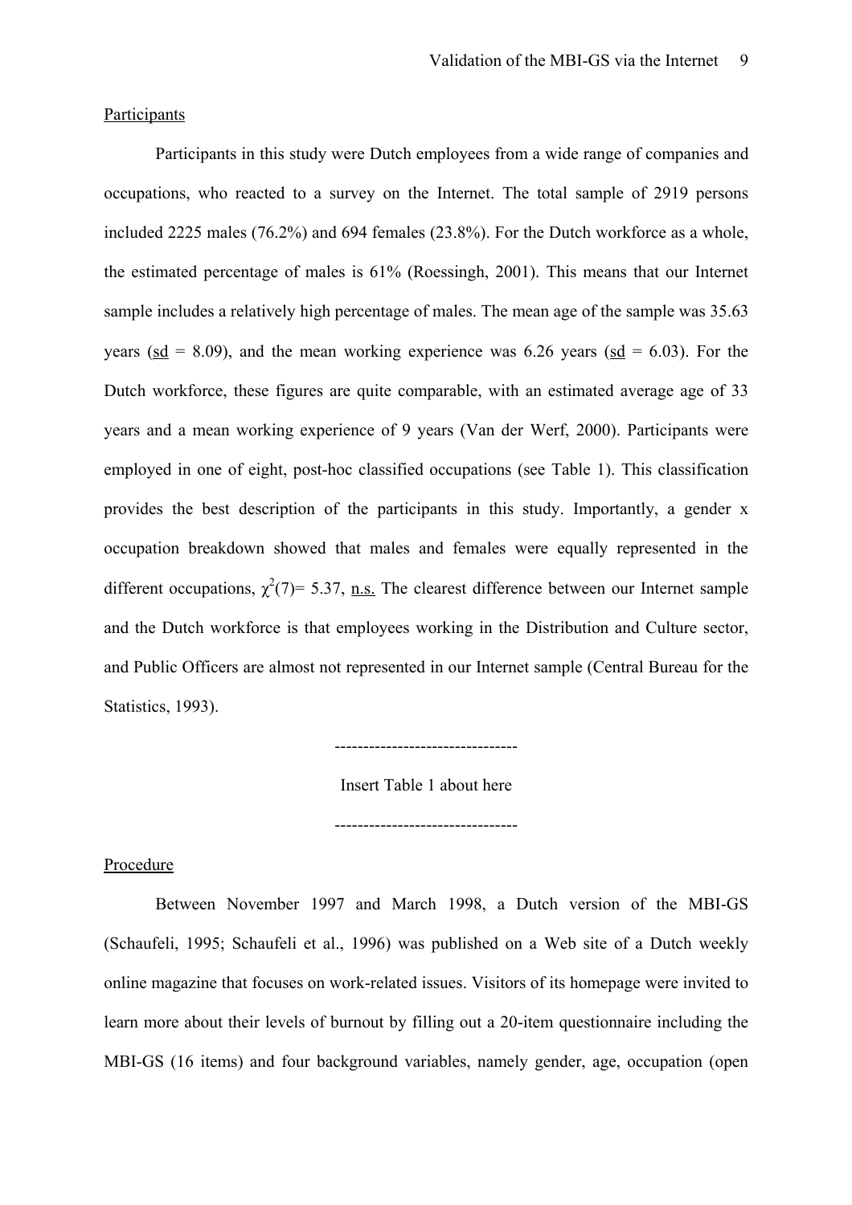Participants

Participants in this study were Dutch employees from a wide range of companies and occupations, who reacted to a survey on the Internet. The total sample of 2919 persons included 2225 males (76.2%) and 694 females (23.8%). For the Dutch workforce as a whole, the estimated percentage of males is 61% (Roessingh, 2001). This means that our Internet sample includes a relatively high percentage of males. The mean age of the sample was 35.63 years (sd = 8.09), and the mean working experience was 6.26 years (sd = 6.03). For the Dutch workforce, these figures are quite comparable, with an estimated average age of 33 years and a mean working experience of 9 years (Van der Werf, 2000). Participants were employed in one of eight, post-hoc classified occupations (see Table 1). This classification provides the best description of the participants in this study. Importantly, a gender x occupation breakdown showed that males and females were equally represented in the different occupations, $\chi^2(7) = 5.37$, n.s. The clearest difference between our Internet sample and the Dutch workforce is that employees working in the Distribution and Culture sector, and Public Officers are almost not represented in our Internet sample (Central Bureau for the Statistics, 1993).

--------------------------------

Insert Table 1 about here

--------------------------------

Procedure

Between November 1997 and March 1998, a Dutch version of the MBI-GS (Schaufeli, 1995; Schaufeli et al., 1996) was published on a Web site of a Dutch weekly online magazine that focuses on work-related issues. Visitors of its homepage were invited to learn more about their levels of burnout by filling out a 20-item questionnaire including the MBI-GS (16 items) and four background variables, namely gender, age, occupation (open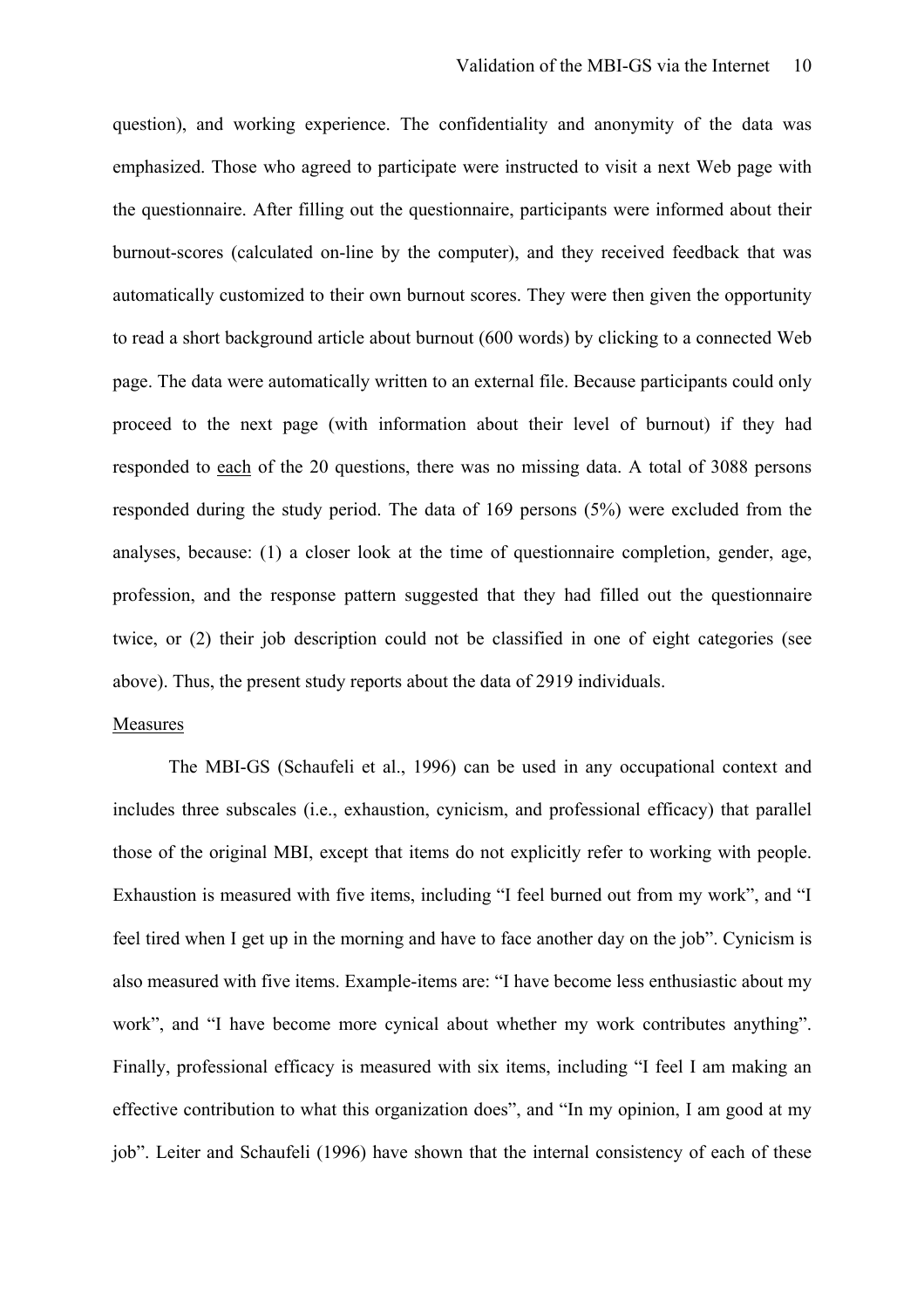question), and working experience. The confidentiality and anonymity of the data was emphasized. Those who agreed to participate were instructed to visit a next Web page with the questionnaire. After filling out the questionnaire, participants were informed about their burnout-scores (calculated on-line by the computer), and they received feedback that was automatically customized to their own burnout scores. They were then given the opportunity to read a short background article about burnout (600 words) by clicking to a connected Web page. The data were automatically written to an external file. Because participants could only proceed to the next page (with information about their level of burnout) if they had responded to <u>each</u> of the 20 questions, there was no missing data. A total of 3088 persons responded during the study period. The data of 169 persons (5%) were excluded from the analyses, because: (1) a closer look at the time of questionnaire completion, gender, age, profession, and the response pattern suggested that they had filled out the questionnaire twice, or (2) their job description could not be classified in one of eight categories (see above). Thus, the present study reports about the data of 2919 individuals.

<u>Measures</u>

The MBI-GS (Schaufeli et al., 1996) can be used in any occupational context and includes three subscales (i.e., exhaustion, cynicism, and professional efficacy) that parallel those of the original MBI, except that items do not explicitly refer to working with people. Exhaustion is measured with five items, including "I feel burned out from my work", and "I feel tired when I get up in the morning and have to face another day on the job". Cynicism is also measured with five items. Example-items are: "I have become less enthusiastic about my work", and "I have become more cynical about whether my work contributes anything". Finally, professional efficacy is measured with six items, including "I feel I am making an effective contribution to what this organization does", and "In my opinion, I am good at my job". Leiter and Schaufeli (1996) have shown that the internal consistency of each of these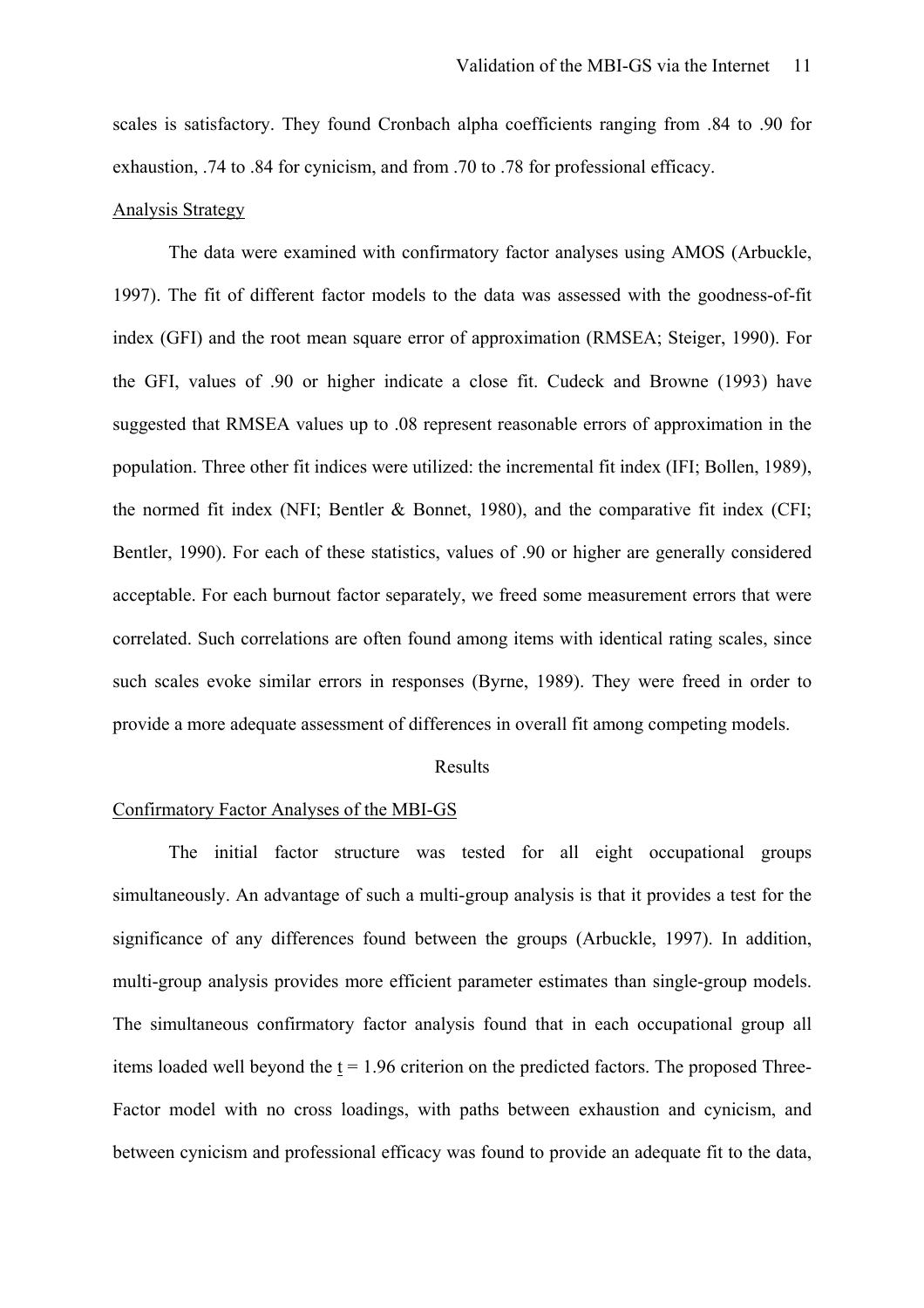scales is satisfactory. They found Cronbach alpha coefficients ranging from .84 to .90 for exhaustion, .74 to .84 for cynicism, and from .70 to .78 for professional efficacy.

Analysis Strategy

The data were examined with confirmatory factor analyses using AMOS (Arbuckle, 1997). The fit of different factor models to the data was assessed with the goodness-of-fit index (GFI) and the root mean square error of approximation (RMSEA; Steiger, 1990). For the GFI, values of .90 or higher indicate a close fit. Cudeck and Browne (1993) have suggested that RMSEA values up to .08 represent reasonable errors of approximation in the population. Three other fit indices were utilized: the incremental fit index (IFI; Bollen, 1989), the normed fit index (NFI; Bentler & Bonnet, 1980), and the comparative fit index (CFI; Bentler, 1990). For each of these statistics, values of .90 or higher are generally considered acceptable. For each burnout factor separately, we freed some measurement errors that were correlated. Such correlations are often found among items with identical rating scales, since such scales evoke similar errors in responses (Byrne, 1989). They were freed in order to provide a more adequate assessment of differences in overall fit among competing models.

## Results

Confirmatory Factor Analyses of the MBI-GS

The initial factor structure was tested for all eight occupational groups simultaneously. An advantage of such a multi-group analysis is that it provides a test for the significance of any differences found between the groups (Arbuckle, 1997). In addition, multi-group analysis provides more efficient parameter estimates than single-group models. The simultaneous confirmatory factor analysis found that in each occupational group all items loaded well beyond the $t = 1.96$ criterion on the predicted factors. The proposed Three-Factor model with no cross loadings, with paths between exhaustion and cynicism, and between cynicism and professional efficacy was found to provide an adequate fit to the data,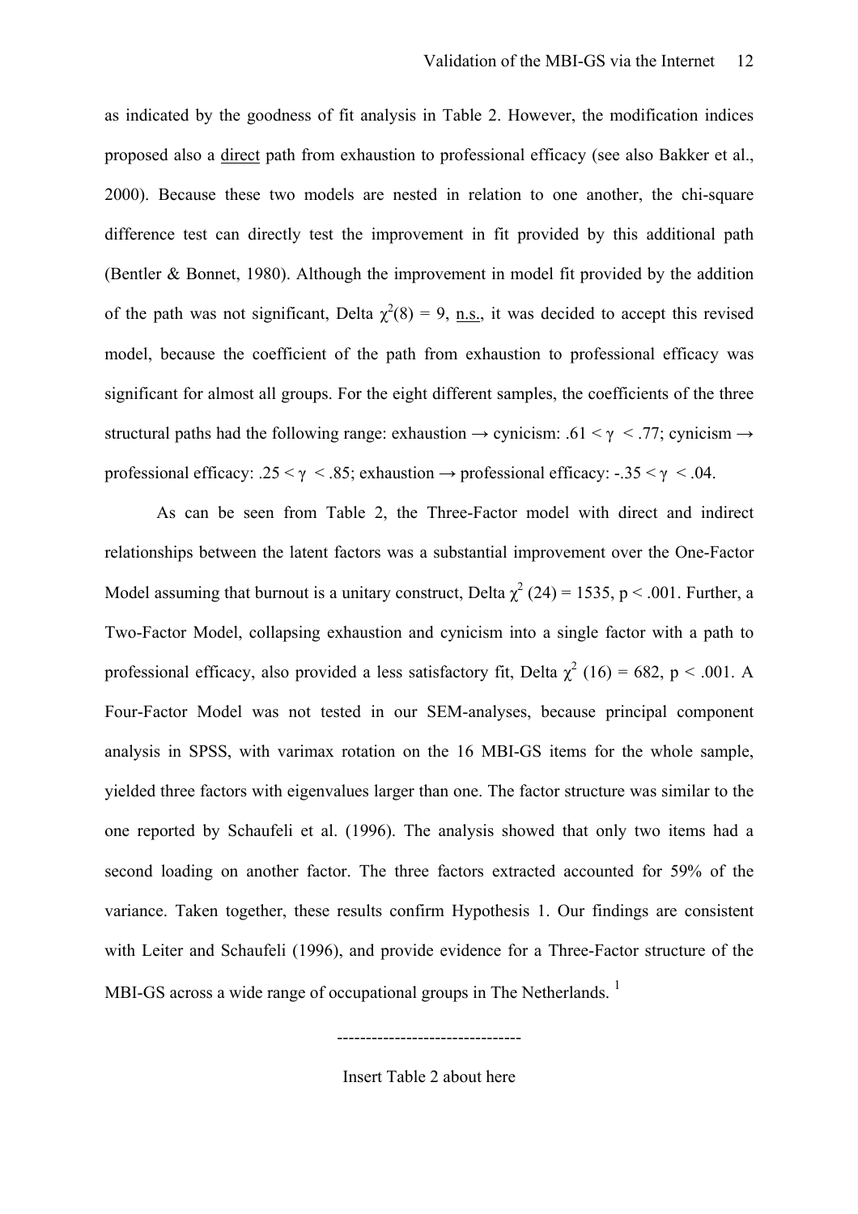as indicated by the goodness of fit analysis in Table 2. However, the modification indices proposed also a direct path from exhaustion to professional efficacy (see also Bakker et al., 2000). Because these two models are nested in relation to one another, the chi-square difference test can directly test the improvement in fit provided by this additional path (Bentler & Bonnet, 1980). Although the improvement in model fit provided by the addition of the path was not significant, Delta $\chi^2(8) = 9$, n.s., it was decided to accept this revised model, because the coefficient of the path from exhaustion to professional efficacy was significant for almost all groups. For the eight different samples, the coefficients of the three structural paths had the following range: exhaustion → cynicism: $.61 < \gamma < .77$; cynicism → professional efficacy: $.25 < \gamma < .85$; exhaustion → professional efficacy: $-.35 < \gamma < .04$.

As can be seen from Table 2, the Three-Factor model with direct and indirect relationships between the latent factors was a substantial improvement over the One-Factor Model assuming that burnout is a unitary construct, Delta $\chi^2$ (24) = 1535, $p < .001$. Further, a Two-Factor Model, collapsing exhaustion and cynicism into a single factor with a path to professional efficacy, also provided a less satisfactory fit, Delta $\chi^2$ (16) = 682, $p < .001$. A Four-Factor Model was not tested in our SEM-analyses, because principal component analysis in SPSS, with varimax rotation on the 16 MBI-GS items for the whole sample, yielded three factors with eigenvalues larger than one. The factor structure was similar to the one reported by Schaufeli et al. (1996). The analysis showed that only two items had a second loading on another factor. The three factors extracted accounted for 59% of the variance. Taken together, these results confirm Hypothesis 1. Our findings are consistent with Leiter and Schaufeli (1996), and provide evidence for a Three-Factor structure of the MBI-GS across a wide range of occupational groups in The Netherlands. [1]

--------------------------------

Insert Table 2 about here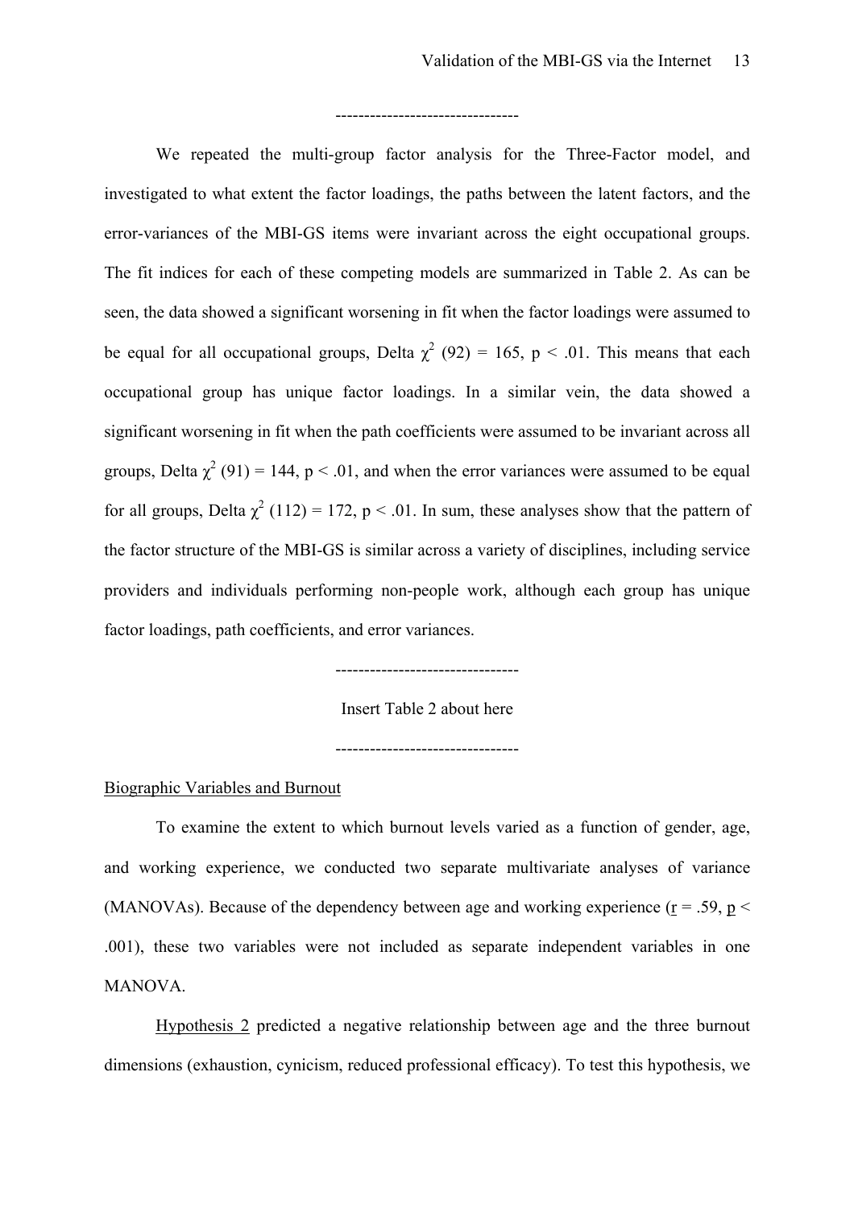--------------------------------

We repeated the multi-group factor analysis for the Three-Factor model, and investigated to what extent the factor loadings, the paths between the latent factors, and the error-variances of the MBI-GS items were invariant across the eight occupational groups. The fit indices for each of these competing models are summarized in Table 2. As can be seen, the data showed a significant worsening in fit when the factor loadings were assumed to be equal for all occupational groups, Delta $\chi^2$ (92) = 165, $p < .01$. This means that each occupational group has unique factor loadings. In a similar vein, the data showed a significant worsening in fit when the path coefficients were assumed to be invariant across all groups, Delta $\chi^2$ (91) = 144, $p < .01$, and when the error variances were assumed to be equal for all groups, Delta $\chi^2$ (112) = 172, $p < .01$. In sum, these analyses show that the pattern of the factor structure of the MBI-GS is similar across a variety of disciplines, including service providers and individuals performing non-people work, although each group has unique factor loadings, path coefficients, and error variances.

--------------------------------

Insert Table 2 about here

--------------------------------

Biographic Variables and Burnout

To examine the extent to which burnout levels varied as a function of gender, age, and working experience, we conducted two separate multivariate analyses of variance (MANOVAs). Because of the dependency between age and working experience ($r = .59$, $p < .001$), these two variables were not included as separate independent variables in one MANOVA.

Hypothesis 2 predicted a negative relationship between age and the three burnout dimensions (exhaustion, cynicism, reduced professional efficacy). To test this hypothesis, we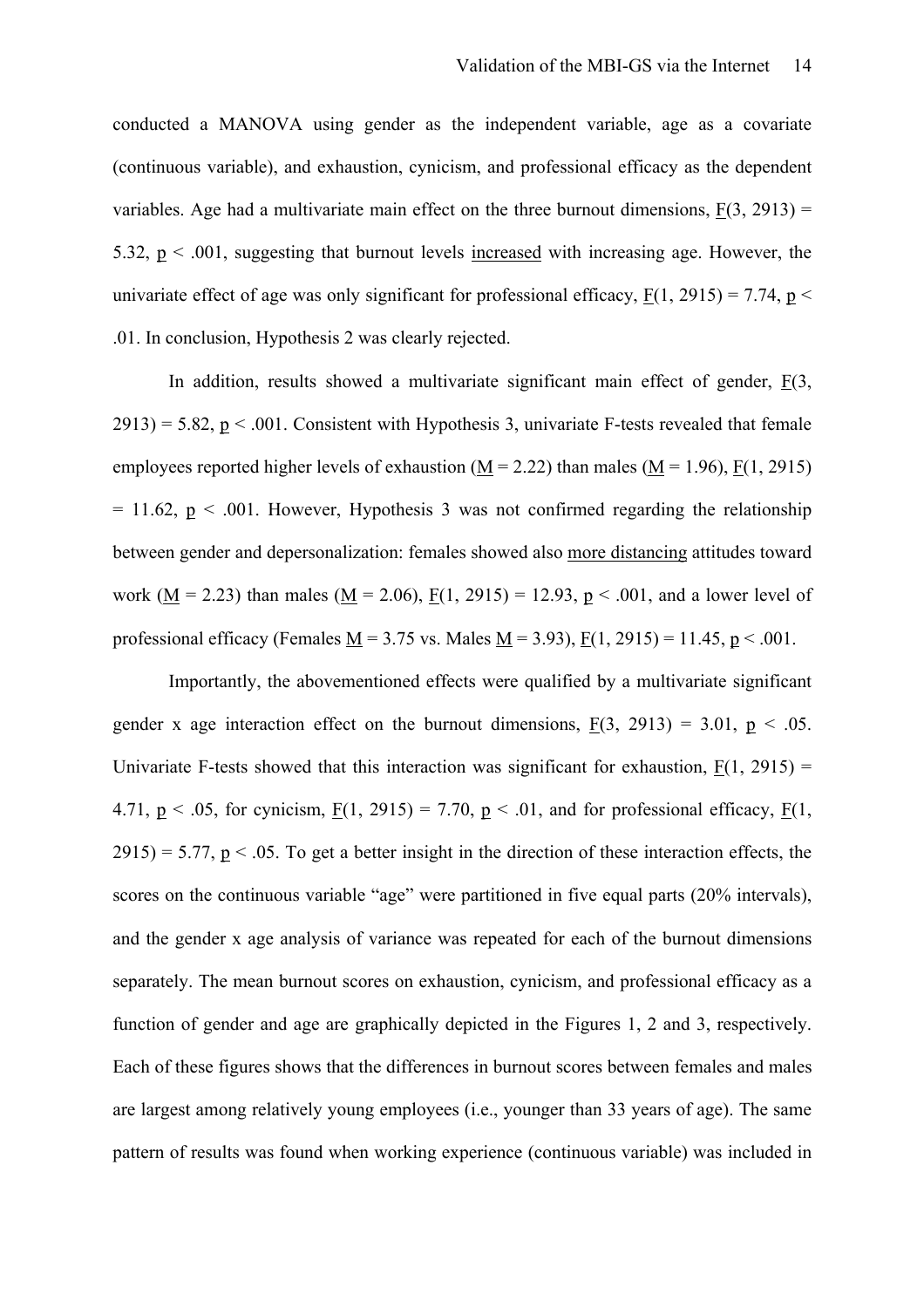conducted a MANOVA using gender as the independent variable, age as a covariate (continuous variable), and exhaustion, cynicism, and professional efficacy as the dependent variables. Age had a multivariate main effect on the three burnout dimensions, $F(3, 2913) = 5.32$, $p < .001$, suggesting that burnout levels increased with increasing age. However, the univariate effect of age was only significant for professional efficacy, $F(1, 2915) = 7.74$, $p < .01$. In conclusion, Hypothesis 2 was clearly rejected.

In addition, results showed a multivariate significant main effect of gender, $F(3, 2913) = 5.82$, $p < .001$. Consistent with Hypothesis 3, univariate F-tests revealed that female employees reported higher levels of exhaustion ($M = 2.22$) than males ($M = 1.96$), $F(1, 2915) = 11.62$, $p < .001$. However, Hypothesis 3 was not confirmed regarding the relationship between gender and depersonalization: females showed also more distancing attitudes toward work ($M = 2.23$) than males ($M = 2.06$), $F(1, 2915) = 12.93$, $p < .001$, and a lower level of professional efficacy (Females $M = 3.75$ vs. Males $M = 3.93$), $F(1, 2915) = 11.45$, $p < .001$.

Importantly, the abovementioned effects were qualified by a multivariate significant gender x age interaction effect on the burnout dimensions, $F(3, 2913) = 3.01$, $p < .05$. Univariate F-tests showed that this interaction was significant for exhaustion, $F(1, 2915) = 4.71$, $p < .05$, for cynicism, $F(1, 2915) = 7.70$, $p < .01$, and for professional efficacy, $F(1, 2915) = 5.77$, $p < .05$. To get a better insight in the direction of these interaction effects, the scores on the continuous variable "age" were partitioned in five equal parts (20% intervals), and the gender x age analysis of variance was repeated for each of the burnout dimensions separately. The mean burnout scores on exhaustion, cynicism, and professional efficacy as a function of gender and age are graphically depicted in the Figures 1, 2 and 3, respectively. Each of these figures shows that the differences in burnout scores between females and males are largest among relatively young employees (i.e., younger than 33 years of age). The same pattern of results was found when working experience (continuous variable) was included in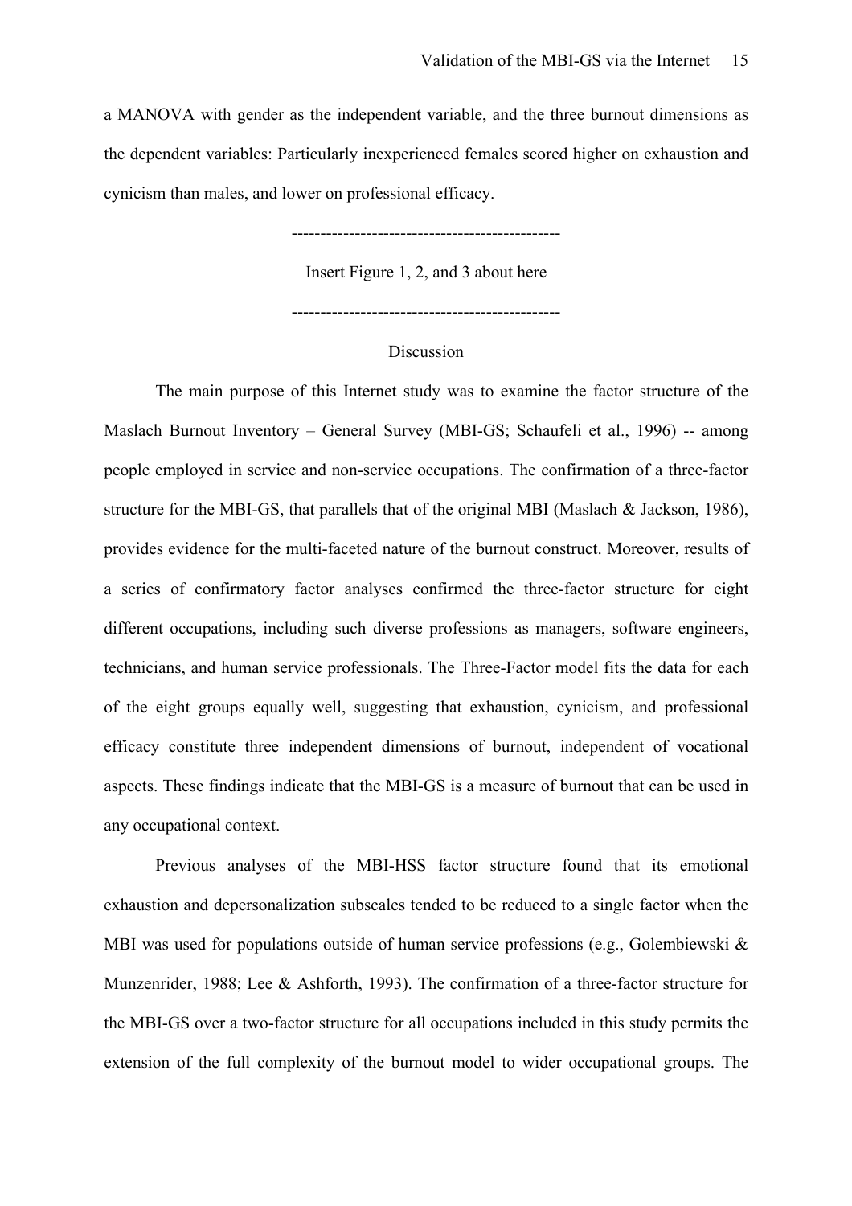a MANOVA with gender as the independent variable, and the three burnout dimensions as the dependent variables: Particularly inexperienced females scored higher on exhaustion and cynicism than males, and lower on professional efficacy.

-----------------------------------------------

Insert Figure 1, 2, and 3 about here

-----------------------------------------------

## Discussion

The main purpose of this Internet study was to examine the factor structure of the Maslach Burnout Inventory – General Survey (MBI-GS; Schaufeli et al., 1996) -- among people employed in service and non-service occupations. The confirmation of a three-factor structure for the MBI-GS, that parallels that of the original MBI (Maslach & Jackson, 1986), provides evidence for the multi-faceted nature of the burnout construct. Moreover, results of a series of confirmatory factor analyses confirmed the three-factor structure for eight different occupations, including such diverse professions as managers, software engineers, technicians, and human service professionals. The Three-Factor model fits the data for each of the eight groups equally well, suggesting that exhaustion, cynicism, and professional efficacy constitute three independent dimensions of burnout, independent of vocational aspects. These findings indicate that the MBI-GS is a measure of burnout that can be used in any occupational context.

Previous analyses of the MBI-HSS factor structure found that its emotional exhaustion and depersonalization subscales tended to be reduced to a single factor when the MBI was used for populations outside of human service professions (e.g., Golembiewski & Munzenrider, 1988; Lee & Ashforth, 1993). The confirmation of a three-factor structure for the MBI-GS over a two-factor structure for all occupations included in this study permits the extension of the full complexity of the burnout model to wider occupational groups. The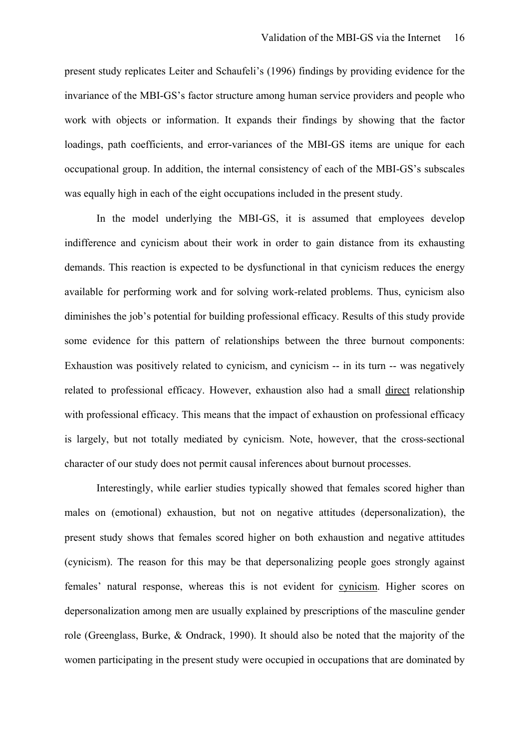present study replicates Leiter and Schaufeli's (1996) findings by providing evidence for the invariance of the MBI-GS's factor structure among human service providers and people who work with objects or information. It expands their findings by showing that the factor loadings, path coefficients, and error-variances of the MBI-GS items are unique for each occupational group. In addition, the internal consistency of each of the MBI-GS's subscales was equally high in each of the eight occupations included in the present study.

In the model underlying the MBI-GS, it is assumed that employees develop indifference and cynicism about their work in order to gain distance from its exhausting demands. This reaction is expected to be dysfunctional in that cynicism reduces the energy available for performing work and for solving work-related problems. Thus, cynicism also diminishes the job's potential for building professional efficacy. Results of this study provide some evidence for this pattern of relationships between the three burnout components: Exhaustion was positively related to cynicism, and cynicism -- in its turn -- was negatively related to professional efficacy. However, exhaustion also had a small <u>direct</u> relationship with professional efficacy. This means that the impact of exhaustion on professional efficacy is largely, but not totally mediated by cynicism. Note, however, that the cross-sectional character of our study does not permit causal inferences about burnout processes.

Interestingly, while earlier studies typically showed that females scored higher than males on (emotional) exhaustion, but not on negative attitudes (depersonalization), the present study shows that females scored higher on both exhaustion and negative attitudes (cynicism). The reason for this may be that depersonalizing people goes strongly against females' natural response, whereas this is not evident for <u>cynicism</u>. Higher scores on depersonalization among men are usually explained by prescriptions of the masculine gender role (Greenglass, Burke, & Ondrack, 1990). It should also be noted that the majority of the women participating in the present study were occupied in occupations that are dominated by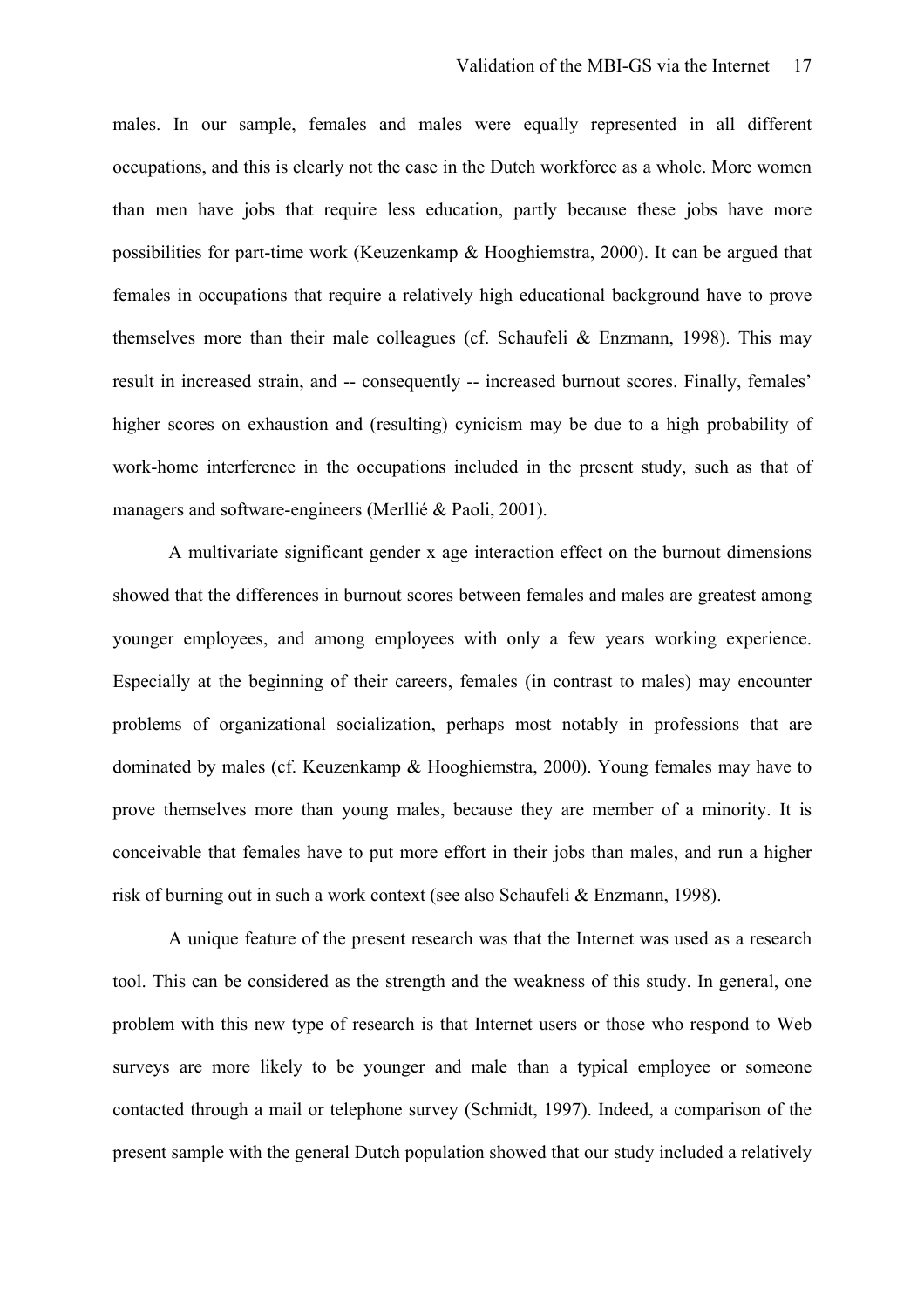males. In our sample, females and males were equally represented in all different occupations, and this is clearly not the case in the Dutch workforce as a whole. More women than men have jobs that require less education, partly because these jobs have more possibilities for part-time work (Keuzenkamp & Hooghiemstra, 2000). It can be argued that females in occupations that require a relatively high educational background have to prove themselves more than their male colleagues (cf. Schaufeli & Enzmann, 1998). This may result in increased strain, and -- consequently -- increased burnout scores. Finally, females' higher scores on exhaustion and (resulting) cynicism may be due to a high probability of work-home interference in the occupations included in the present study, such as that of managers and software-engineers (Merllié & Paoli, 2001).

A multivariate significant gender x age interaction effect on the burnout dimensions showed that the differences in burnout scores between females and males are greatest among younger employees, and among employees with only a few years working experience. Especially at the beginning of their careers, females (in contrast to males) may encounter problems of organizational socialization, perhaps most notably in professions that are dominated by males (cf. Keuzenkamp & Hooghiemstra, 2000). Young females may have to prove themselves more than young males, because they are member of a minority. It is conceivable that females have to put more effort in their jobs than males, and run a higher risk of burning out in such a work context (see also Schaufeli & Enzmann, 1998).

A unique feature of the present research was that the Internet was used as a research tool. This can be considered as the strength and the weakness of this study. In general, one problem with this new type of research is that Internet users or those who respond to Web surveys are more likely to be younger and male than a typical employee or someone contacted through a mail or telephone survey (Schmidt, 1997). Indeed, a comparison of the present sample with the general Dutch population showed that our study included a relatively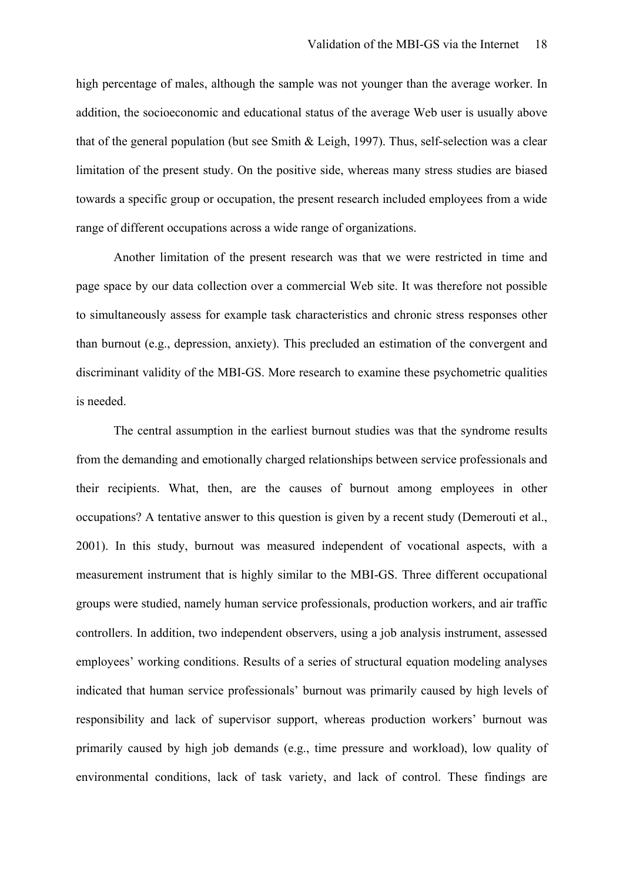high percentage of males, although the sample was not younger than the average worker. In addition, the socioeconomic and educational status of the average Web user is usually above that of the general population (but see Smith & Leigh, 1997). Thus, self-selection was a clear limitation of the present study. On the positive side, whereas many stress studies are biased towards a specific group or occupation, the present research included employees from a wide range of different occupations across a wide range of organizations.

Another limitation of the present research was that we were restricted in time and page space by our data collection over a commercial Web site. It was therefore not possible to simultaneously assess for example task characteristics and chronic stress responses other than burnout (e.g., depression, anxiety). This precluded an estimation of the convergent and discriminant validity of the MBI-GS. More research to examine these psychometric qualities is needed.

The central assumption in the earliest burnout studies was that the syndrome results from the demanding and emotionally charged relationships between service professionals and their recipients. What, then, are the causes of burnout among employees in other occupations? A tentative answer to this question is given by a recent study (Demerouti et al., 2001). In this study, burnout was measured independent of vocational aspects, with a measurement instrument that is highly similar to the MBI-GS. Three different occupational groups were studied, namely human service professionals, production workers, and air traffic controllers. In addition, two independent observers, using a job analysis instrument, assessed employees' working conditions. Results of a series of structural equation modeling analyses indicated that human service professionals' burnout was primarily caused by high levels of responsibility and lack of supervisor support, whereas production workers' burnout was primarily caused by high job demands (e.g., time pressure and workload), low quality of environmental conditions, lack of task variety, and lack of control. These findings are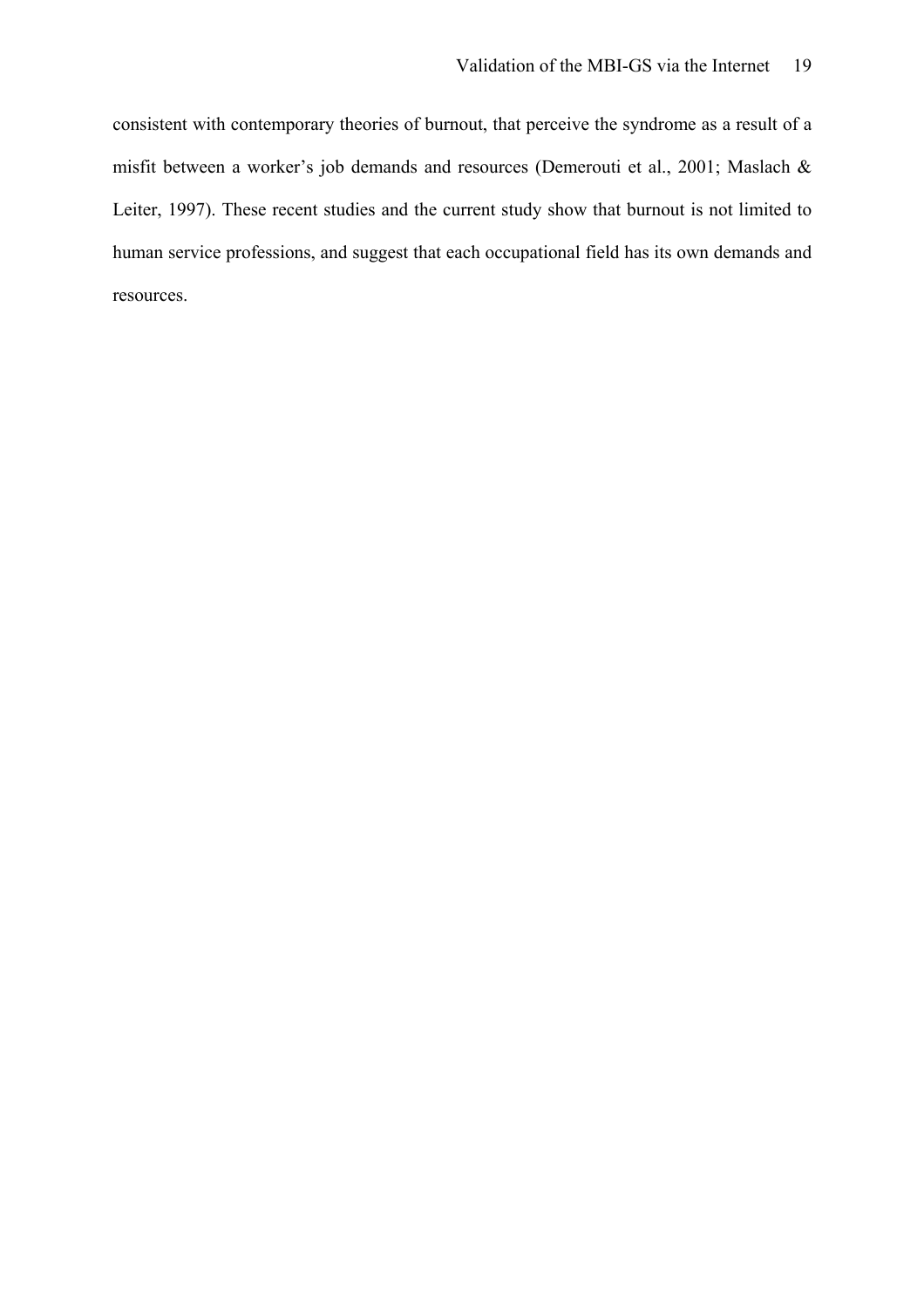consistent with contemporary theories of burnout, that perceive the syndrome as a result of a misfit between a worker's job demands and resources (Demerouti et al., 2001; Maslach & Leiter, 1997). These recent studies and the current study show that burnout is not limited to human service professions, and suggest that each occupational field has its own demands and resources.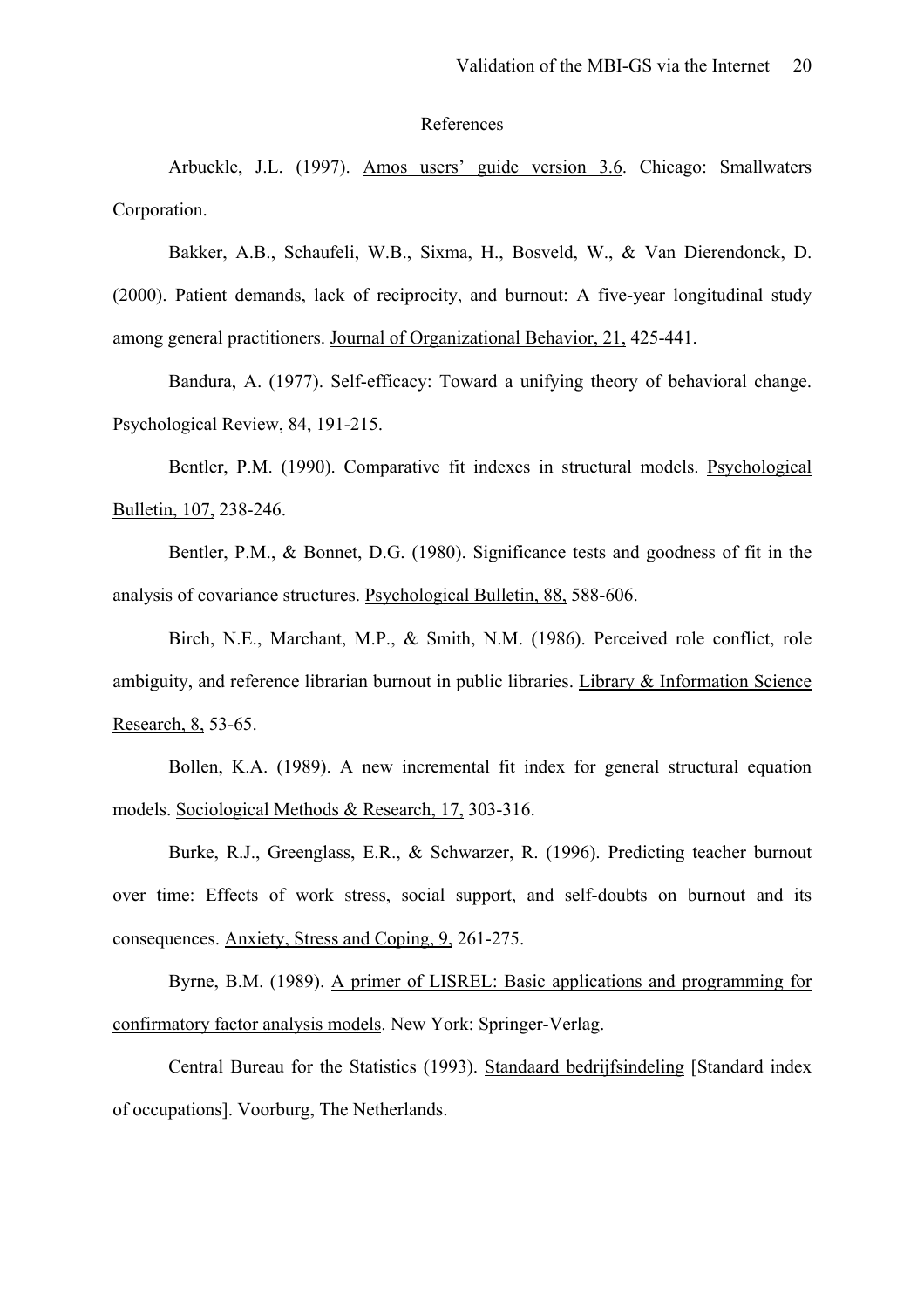## References

Arbuckle, J.L. (1997). Amos users' guide version 3.6. Chicago: Smallwaters Corporation.

Bakker, A.B., Schaufeli, W.B., Sixma, H., Bosveld, W., & Van Dierendonck, D. (2000). Patient demands, lack of reciprocity, and burnout: A five-year longitudinal study among general practitioners. Journal of Organizational Behavior, 21, 425-441.

Bandura, A. (1977). Self-efficacy: Toward a unifying theory of behavioral change. Psychological Review, 84, 191-215.

Bentler, P.M. (1990). Comparative fit indexes in structural models. Psychological Bulletin, 107, 238-246.

Bentler, P.M., & Bonnet, D.G. (1980). Significance tests and goodness of fit in the analysis of covariance structures. Psychological Bulletin, 88, 588-606.

Birch, N.E., Marchant, M.P., & Smith, N.M. (1986). Perceived role conflict, role ambiguity, and reference librarian burnout in public libraries. Library & Information Science Research, 8, 53-65.

Bollen, K.A. (1989). A new incremental fit index for general structural equation models. Sociological Methods & Research, 17, 303-316.

Burke, R.J., Greenglass, E.R., & Schwarzer, R. (1996). Predicting teacher burnout over time: Effects of work stress, social support, and self-doubts on burnout and its consequences. Anxiety, Stress and Coping, 9, 261-275.

Byrne, B.M. (1989). A primer of LISREL: Basic applications and programming for confirmatory factor analysis models. New York: Springer-Verlag.

Central Bureau for the Statistics (1993). Standaard bedrijfsindeling [Standard index of occupations]. Voorburg, The Netherlands.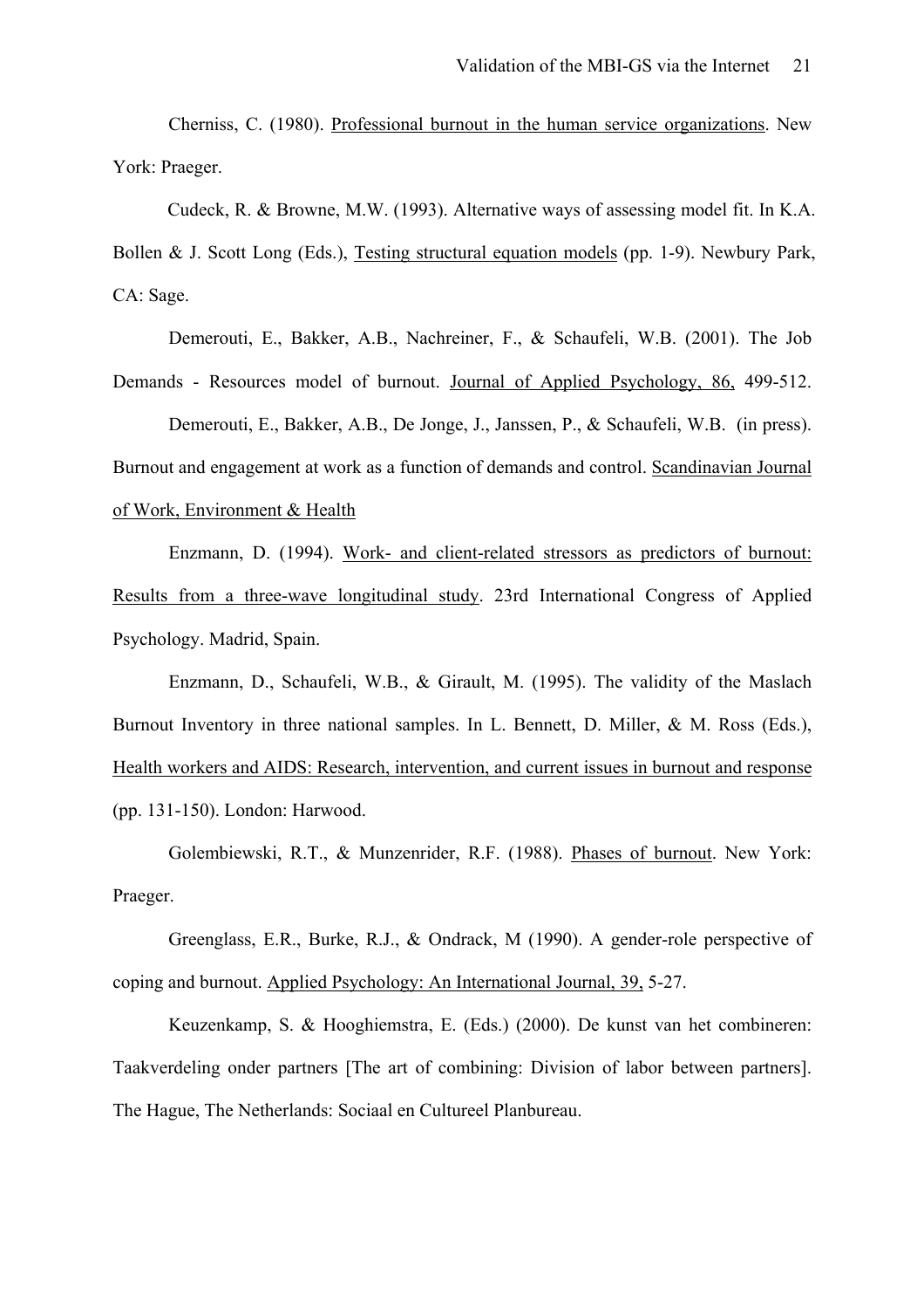Cherniss, C. (1980). Professional burnout in the human service organizations. New York: Praeger.

Cudeck, R. & Browne, M.W. (1993). Alternative ways of assessing model fit. In K.A. Bollen & J. Scott Long (Eds.), Testing structural equation models (pp. 1-9). Newbury Park, CA: Sage.

Demerouti, E., Bakker, A.B., Nachreiner, F., & Schaufeli, W.B. (2001). The Job Demands - Resources model of burnout. Journal of Applied Psychology, 86, 499-512.

Demerouti, E., Bakker, A.B., De Jonge, J., Janssen, P., & Schaufeli, W.B. (in press). Burnout and engagement at work as a function of demands and control. Scandinavian Journal of Work, Environment & Health

Enzmann, D. (1994). Work- and client-related stressors as predictors of burnout: Results from a three-wave longitudinal study. 23rd International Congress of Applied Psychology. Madrid, Spain.

Enzmann, D., Schaufeli, W.B., & Girault, M. (1995). The validity of the Maslach Burnout Inventory in three national samples. In L. Bennett, D. Miller, & M. Ross (Eds.), Health workers and AIDS: Research, intervention, and current issues in burnout and response (pp. 131-150). London: Harwood.

Golembiewski, R.T., & Munzenrider, R.F. (1988). Phases of burnout. New York: Praeger.

Greenglass, E.R., Burke, R.J., & Ondrack, M (1990). A gender-role perspective of coping and burnout. Applied Psychology: An International Journal, 39, 5-27.

Keuzenkamp, S. & Hooghiemstra, E. (Eds.) (2000). De kunst van het combineren: Taakverdeling onder partners [The art of combining: Division of labor between partners]. The Hague, The Netherlands: Sociaal en Cultureel Planbureau.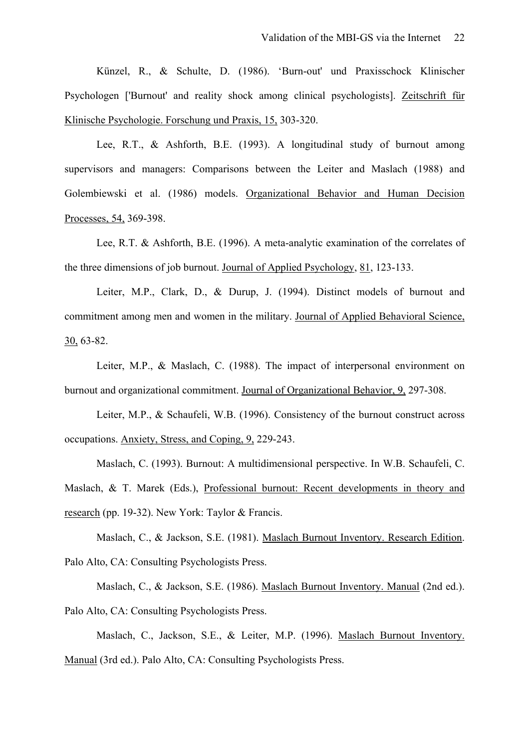Künzel, R., & Schulte, D. (1986). 'Burn-out' und Praxisschock Klinischer Psychologen ['Burnout' and reality shock among clinical psychologists]. Zeitschrift für Klinische Psychologie. Forschung und Praxis, 15, 303-320.

Lee, R.T., & Ashforth, B.E. (1993). A longitudinal study of burnout among supervisors and managers: Comparisons between the Leiter and Maslach (1988) and Golembiewski et al. (1986) models. Organizational Behavior and Human Decision Processes, 54, 369-398.

Lee, R.T. & Ashforth, B.E. (1996). A meta-analytic examination of the correlates of the three dimensions of job burnout. Journal of Applied Psychology, 81, 123-133.

Leiter, M.P., Clark, D., & Durup, J. (1994). Distinct models of burnout and commitment among men and women in the military. Journal of Applied Behavioral Science, 30, 63-82.

Leiter, M.P., & Maslach, C. (1988). The impact of interpersonal environment on burnout and organizational commitment. Journal of Organizational Behavior, 9, 297-308.

Leiter, M.P., & Schaufeli, W.B. (1996). Consistency of the burnout construct across occupations. Anxiety, Stress, and Coping, 9, 229-243.

Maslach, C. (1993). Burnout: A multidimensional perspective. In W.B. Schaufeli, C. Maslach, & T. Marek (Eds.), Professional burnout: Recent developments in theory and research (pp. 19-32). New York: Taylor & Francis.

Maslach, C., & Jackson, S.E. (1981). Maslach Burnout Inventory. Research Edition. Palo Alto, CA: Consulting Psychologists Press.

Maslach, C., & Jackson, S.E. (1986). Maslach Burnout Inventory. Manual (2nd ed.). Palo Alto, CA: Consulting Psychologists Press.

Maslach, C., Jackson, S.E., & Leiter, M.P. (1996). Maslach Burnout Inventory. Manual (3rd ed.). Palo Alto, CA: Consulting Psychologists Press.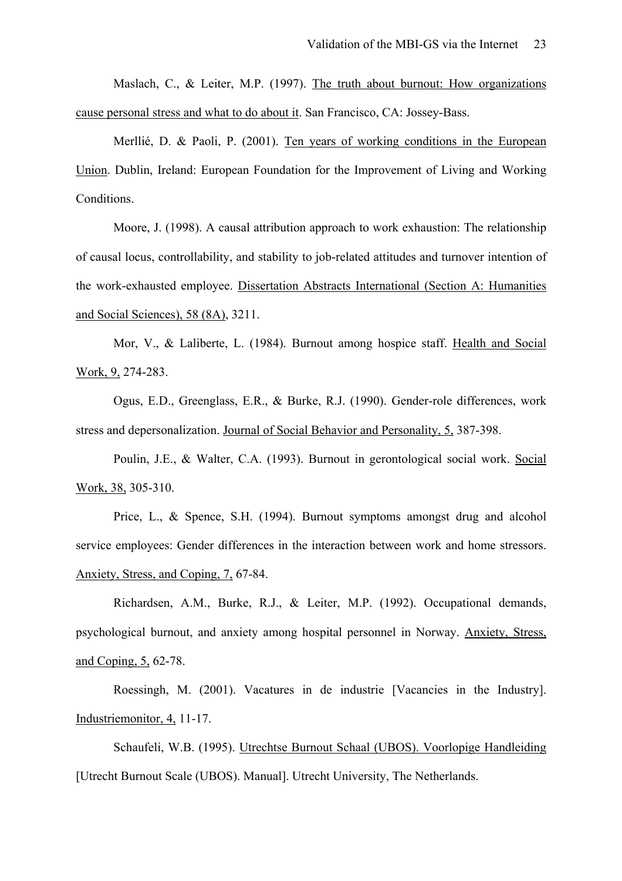Maslach, C., & Leiter, M.P. (1997). The truth about burnout: How organizations cause personal stress and what to do about it. San Francisco, CA: Jossey-Bass.

Merllié, D. & Paoli, P. (2001). Ten years of working conditions in the European Union. Dublin, Ireland: European Foundation for the Improvement of Living and Working Conditions.

Moore, J. (1998). A causal attribution approach to work exhaustion: The relationship of causal locus, controllability, and stability to job-related attitudes and turnover intention of the work-exhausted employee. Dissertation Abstracts International (Section A: Humanities and Social Sciences), 58 (8A), 3211.

Mor, V., & Laliberte, L. (1984). Burnout among hospice staff. Health and Social Work, 9, 274-283.

Ogus, E.D., Greenglass, E.R., & Burke, R.J. (1990). Gender-role differences, work stress and depersonalization. Journal of Social Behavior and Personality, 5, 387-398.

Poulin, J.E., & Walter, C.A. (1993). Burnout in gerontological social work. Social Work, 38, 305-310.

Price, L., & Spence, S.H. (1994). Burnout symptoms amongst drug and alcohol service employees: Gender differences in the interaction between work and home stressors. Anxiety, Stress, and Coping, 7, 67-84.

Richardsen, A.M., Burke, R.J., & Leiter, M.P. (1992). Occupational demands, psychological burnout, and anxiety among hospital personnel in Norway. Anxiety, Stress, and Coping, 5, 62-78.

Roessingh, M. (2001). Vacatures in de industrie [Vacancies in the Industry]. Industriemonitor, 4, 11-17.

Schaufeli, W.B. (1995). Utrechtse Burnout Schaal (UBOS). Voorlopige Handleiding [Utrecht Burnout Scale (UBOS). Manual]. Utrecht University, The Netherlands.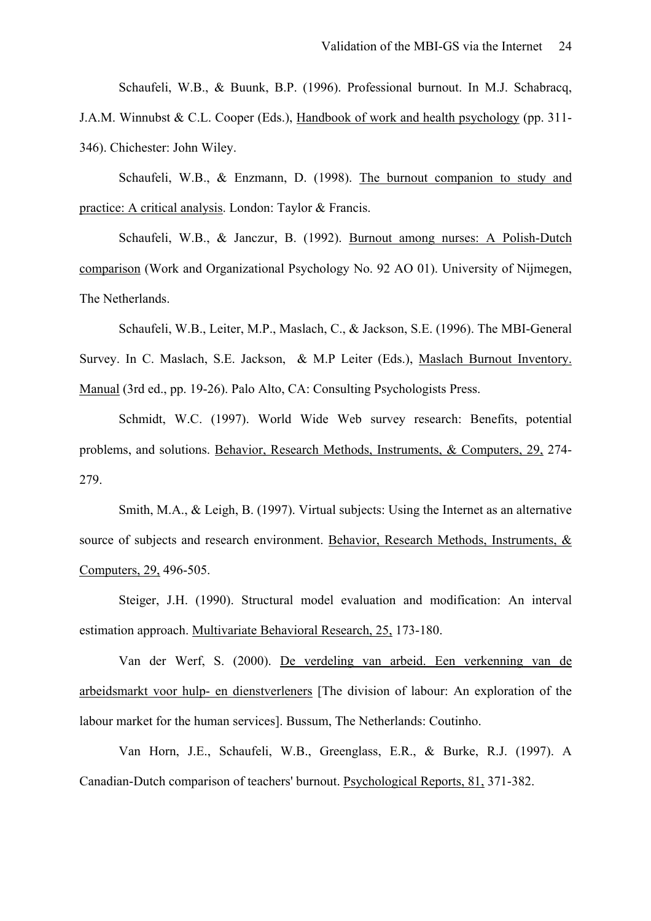Schaufeli, W.B., & Buunk, B.P. (1996). Professional burnout. In M.J. Schabracq, J.A.M. Winnubst & C.L. Cooper (Eds.), Handbook of work and health psychology (pp. 311-346). Chichester: John Wiley.

Schaufeli, W.B., & Enzmann, D. (1998). The burnout companion to study and practice: A critical analysis. London: Taylor & Francis.

Schaufeli, W.B., & Janczur, B. (1992). Burnout among nurses: A Polish-Dutch comparison (Work and Organizational Psychology No. 92 AO 01). University of Nijmegen, The Netherlands.

Schaufeli, W.B., Leiter, M.P., Maslach, C., & Jackson, S.E. (1996). The MBI-General Survey. In C. Maslach, S.E. Jackson, & M.P Leiter (Eds.), Maslach Burnout Inventory. Manual (3rd ed., pp. 19-26). Palo Alto, CA: Consulting Psychologists Press.

Schmidt, W.C. (1997). World Wide Web survey research: Benefits, potential problems, and solutions. Behavior, Research Methods, Instruments, & Computers, 29, 274-279.

Smith, M.A., & Leigh, B. (1997). Virtual subjects: Using the Internet as an alternative source of subjects and research environment. Behavior, Research Methods, Instruments, & Computers, 29, 496-505.

Steiger, J.H. (1990). Structural model evaluation and modification: An interval estimation approach. Multivariate Behavioral Research, 25, 173-180.

Van der Werf, S. (2000). De verdeling van arbeid. Een verkenning van de arbeidsmarkt voor hulp- en dienstverleners [The division of labour: An exploration of the labour market for the human services]. Bussum, The Netherlands: Coutinho.

Van Horn, J.E., Schaufeli, W.B., Greenglass, E.R., & Burke, R.J. (1997). A Canadian-Dutch comparison of teachers' burnout. Psychological Reports, 81, 371-382.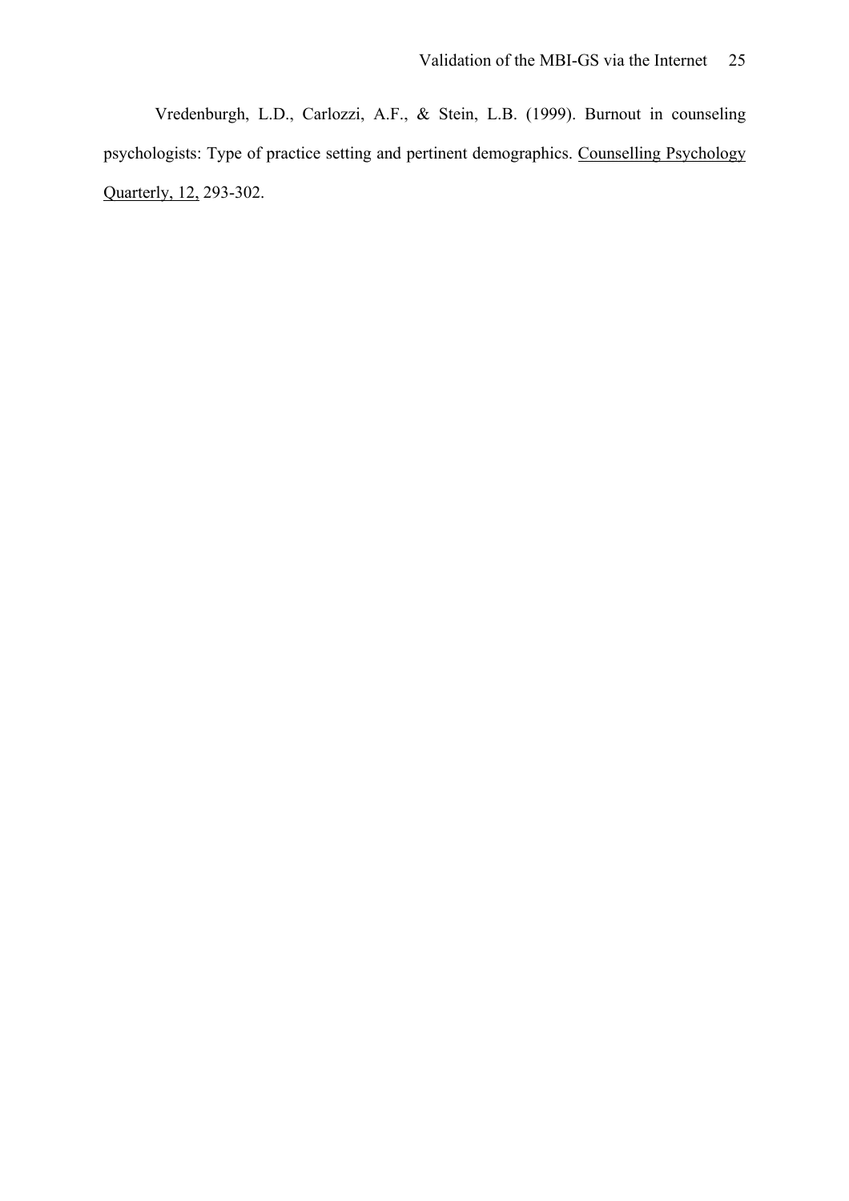Vredenburgh, L.D., Carlozzi, A.F., & Stein, L.B. (1999). Burnout in counseling psychologists: Type of practice setting and pertinent demographics. Counselling Psychology Quarterly, 12, 293-302.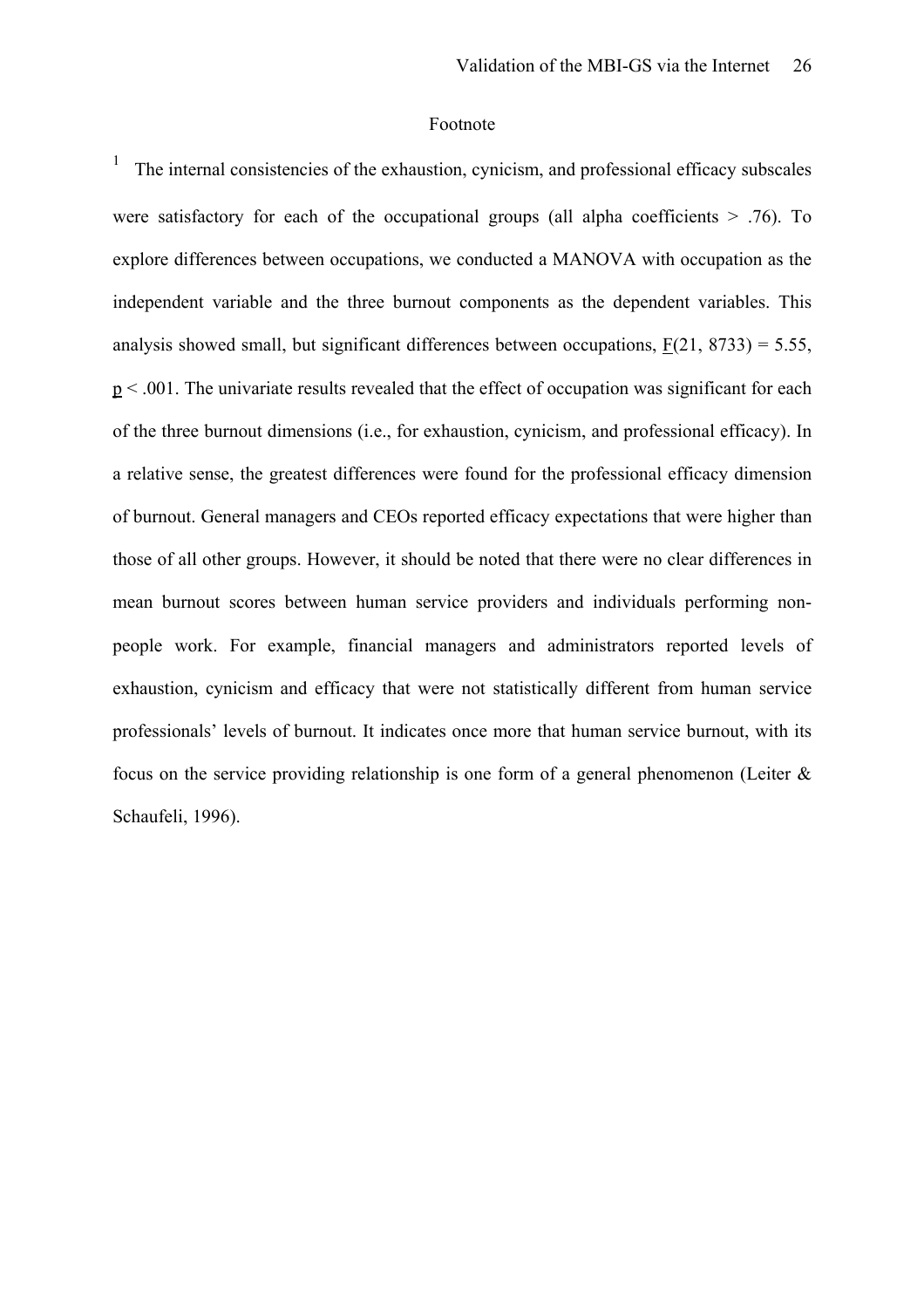# Footnote

[1] The internal consistencies of the exhaustion, cynicism, and professional efficacy subscales were satisfactory for each of the occupational groups (all alpha coefficients > .76). To explore differences between occupations, we conducted a MANOVA with occupation as the independent variable and the three burnout components as the dependent variables. This analysis showed small, but significant differences between occupations, $F(21, 8733) = 5.55$, $p < .001$. The univariate results revealed that the effect of occupation was significant for each of the three burnout dimensions (i.e., for exhaustion, cynicism, and professional efficacy). In a relative sense, the greatest differences were found for the professional efficacy dimension of burnout. General managers and CEOs reported efficacy expectations that were higher than those of all other groups. However, it should be noted that there were no clear differences in mean burnout scores between human service providers and individuals performing non-people work. For example, financial managers and administrators reported levels of exhaustion, cynicism and efficacy that were not statistically different from human service professionals' levels of burnout. It indicates once more that human service burnout, with its focus on the service providing relationship is one form of a general phenomenon (Leiter & Schaufeli, 1996).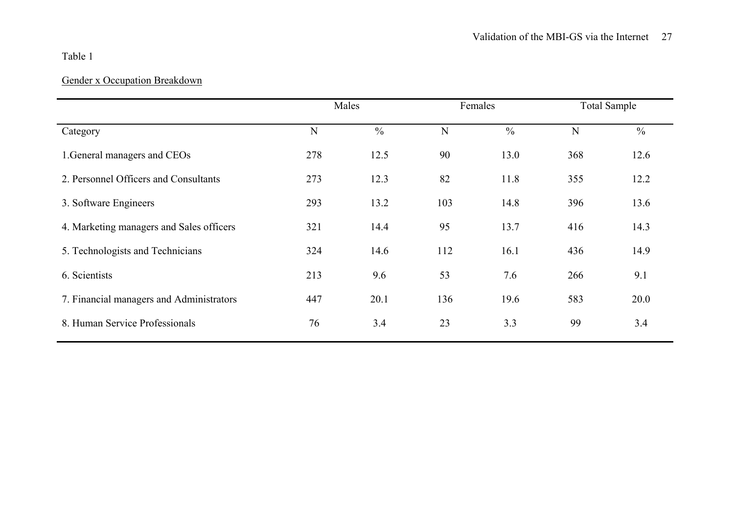Table 1

<u>Gender x Occupation Breakdown</u>

| | Males | | Females | | Total Sample | |
|---|---|---|---|---|---|---|
| Category | N | % | N | % | N | % |
| 1.General managers and CEOs | 278 | 12.5 | 90 | 13.0 | 368 | 12.6 |
| 2. Personnel Officers and Consultants | 273 | 12.3 | 82 | 11.8 | 355 | 12.2 |
| 3. Software Engineers | 293 | 13.2 | 103 | 14.8 | 396 | 13.6 |
| 4. Marketing managers and Sales officers | 321 | 14.4 | 95 | 13.7 | 416 | 14.3 |
| 5. Technologists and Technicians | 324 | 14.6 | 112 | 16.1 | 436 | 14.9 |
| 6. Scientists | 213 | 9.6 | 53 | 7.6 | 266 | 9.1 |
| 7. Financial managers and Administrators | 447 | 20.1 | 136 | 19.6 | 583 | 20.0 |
| 8. Human Service Professionals | 76 | 3.4 | 23 | 3.3 | 99 | 3.4 |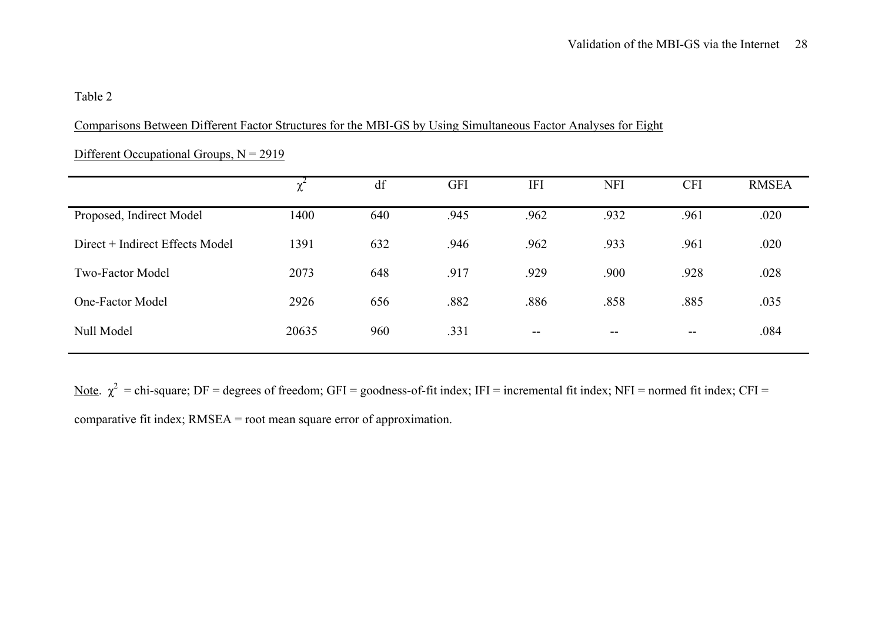Table 2

Comparisons Between Different Factor Structures for the MBI-GS by Using Simultaneous Factor Analyses for Eight Different Occupational Groups, N = 2919

| | $\chi^2$ | df | GFI | IFI | NFI | CFI | RMSEA |
|---|---|---|---|---|---|---|---|
| Proposed, Indirect Model | 1400 | 640 | .945 | .962 | .932 | .961 | .020 |
| Direct + Indirect Effects Model | 1391 | 632 | .946 | .962 | .933 | .961 | .020 |
| Two-Factor Model | 2073 | 648 | .917 | .929 | .900 | .928 | .028 |
| One-Factor Model | 2926 | 656 | .882 | .886 | .858 | .885 | .035 |
| Null Model | 20635 | 960 | .331 | -- | -- | -- | .084 |

Note. $\chi^2$ = chi-square; DF = degrees of freedom; GFI = goodness-of-fit index; IFI = incremental fit index; NFI = normed fit index; CFI = comparative fit index; RMSEA = root mean square error of approximation.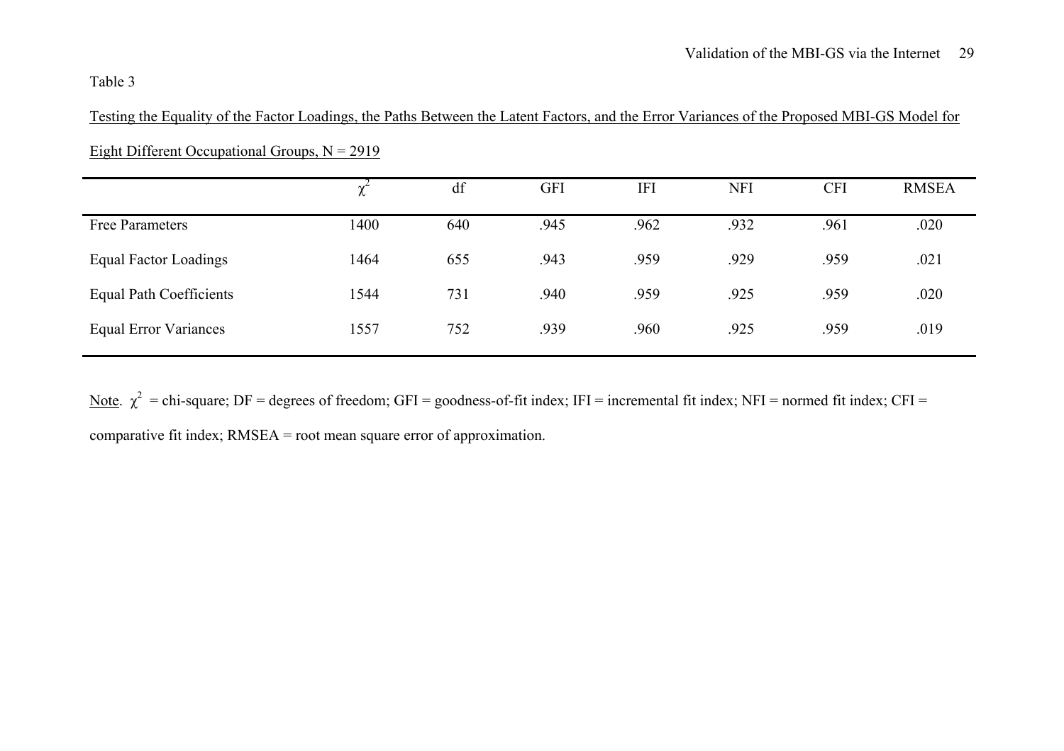Table 3

Testing the Equality of the Factor Loadings, the Paths Between the Latent Factors, and the Error Variances of the Proposed MBI-GS Model for Eight Different Occupational Groups, N = 2919

| | $\chi^2$ | df | GFI | IFI | NFI | CFI | RMSEA |
|---|---|---|---|---|---|---|---|
| Free Parameters | 1400 | 640 | .945 | .962 | .932 | .961 | .020 |
| Equal Factor Loadings | 1464 | 655 | .943 | .959 | .929 | .959 | .021 |
| Equal Path Coefficients | 1544 | 731 | .940 | .959 | .925 | .959 | .020 |
| Equal Error Variances | 1557 | 752 | .939 | .960 | .925 | .959 | .019 |

Note. $\chi^2$ = chi-square; DF = degrees of freedom; GFI = goodness-of-fit index; IFI = incremental fit index; NFI = normed fit index; CFI = comparative fit index; RMSEA = root mean square error of approximation.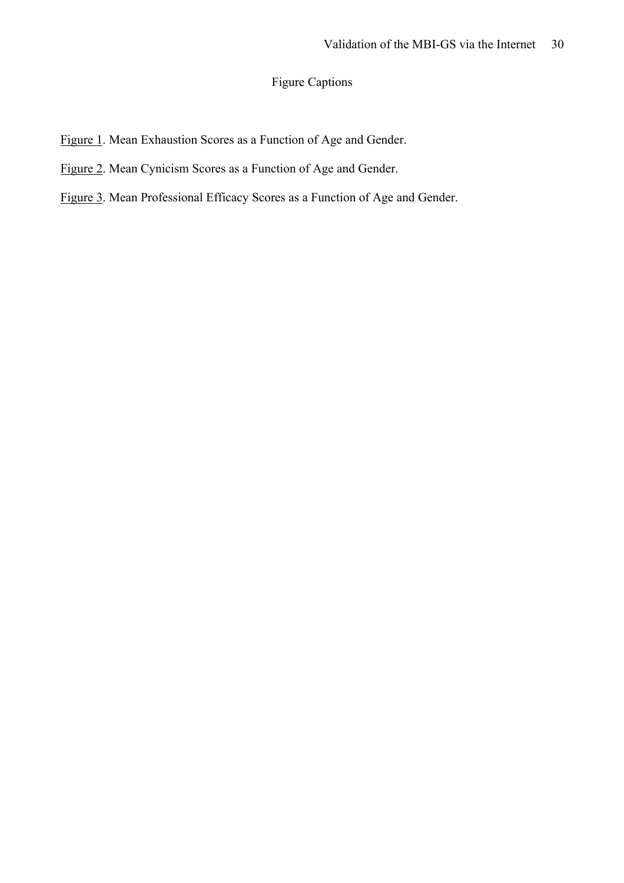# Figure Captions

Figure 1. Mean Exhaustion Scores as a Function of Age and Gender.

Figure 2. Mean Cynicism Scores as a Function of Age and Gender.

Figure 3. Mean Professional Efficacy Scores as a Function of Age and Gender.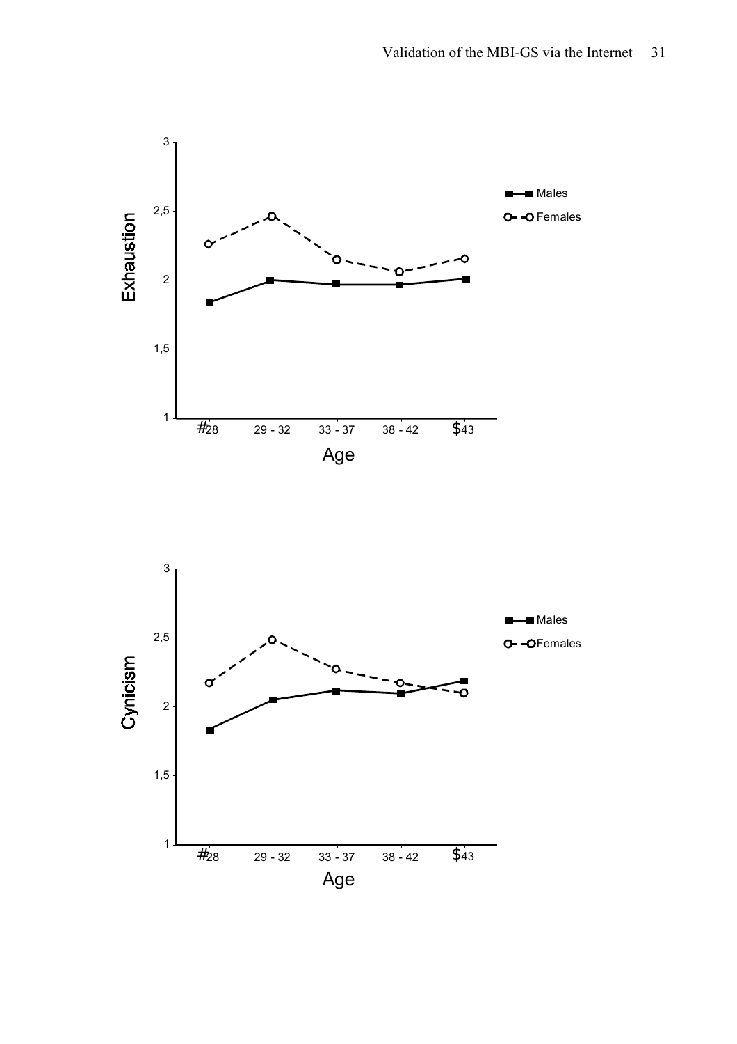Exhaustion

3
2,5
2
1,5
1

#28 29 - 32 33 - 37 38 - 42 $43

Age

Males
Females

Cynicism

3
2,5
2
1,5
1

#28 29 - 32 33 - 37 38 - 42 $43

Age

Males
Females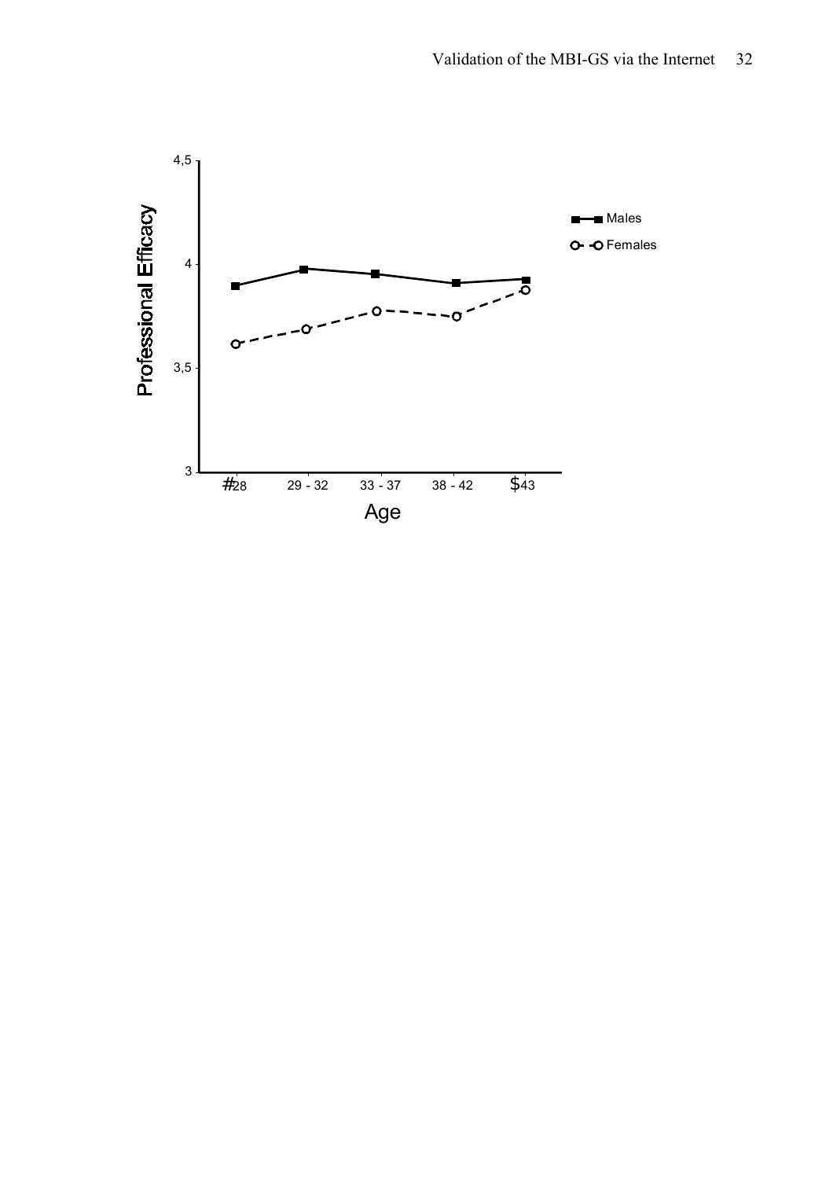4,5

4

3,5

3

Professional Efficacy

#28

29 - 32

33 - 37

38 - 42

$43

Age

Males

Females